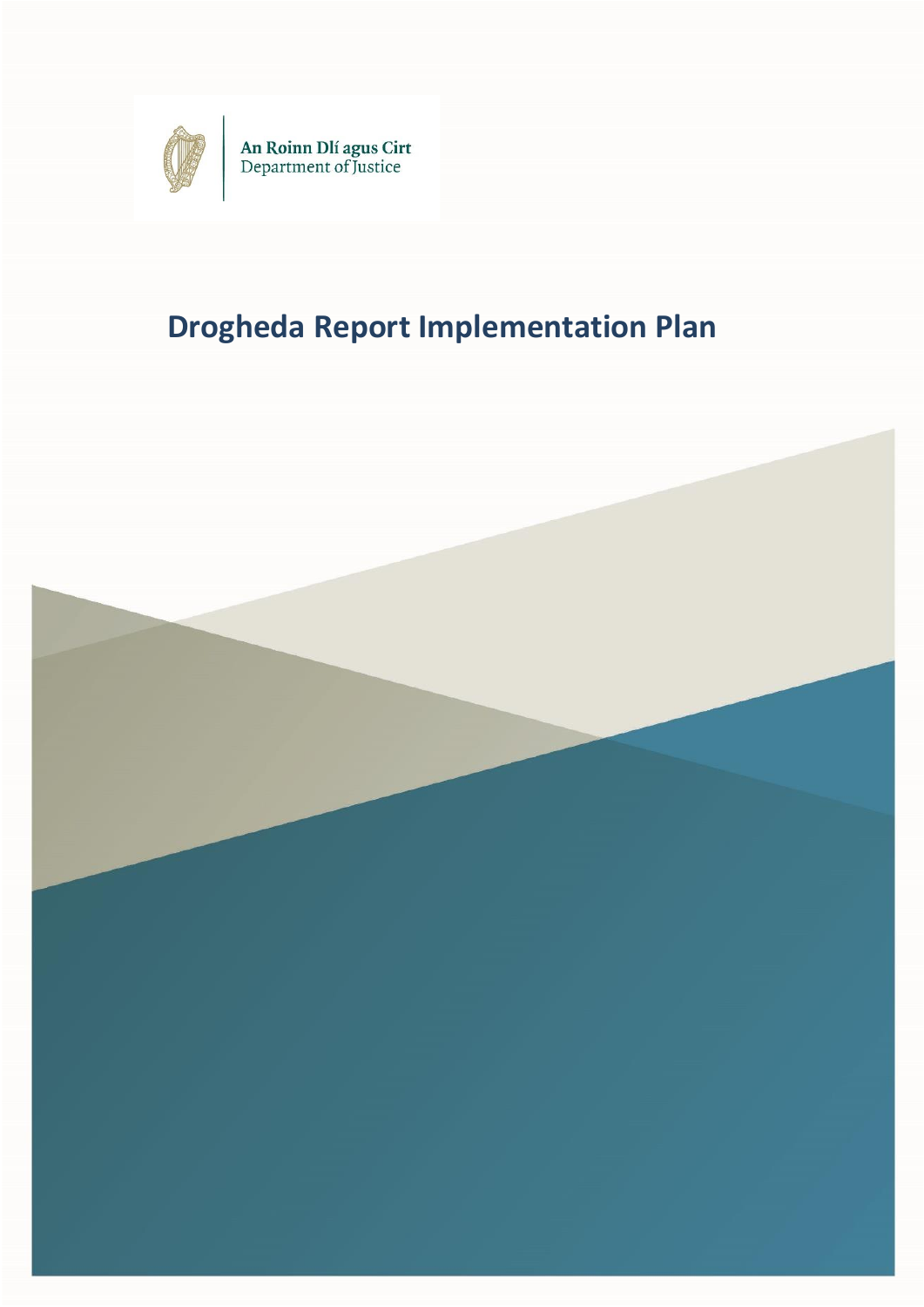An Roinn Dlí agus Cirt
Department of Justice

# Drogheda Report Implementation Plan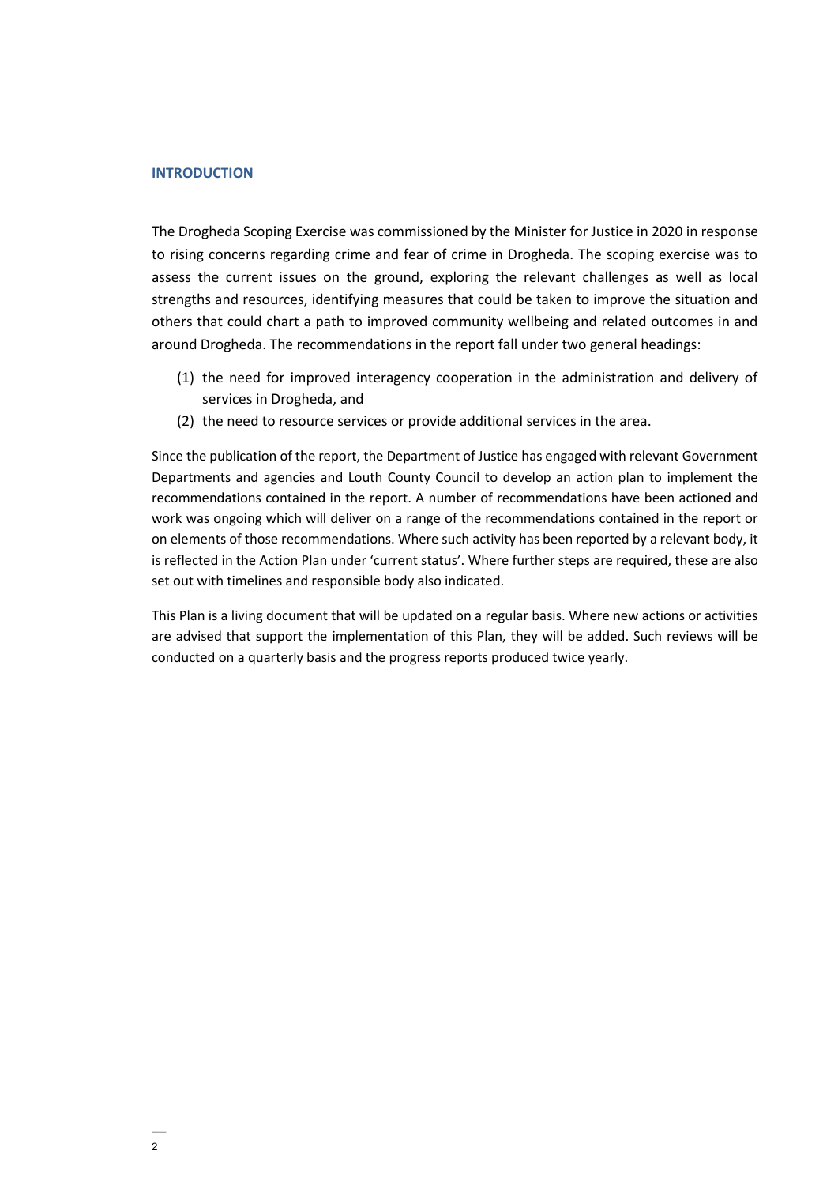## INTRODUCTION

The Drogheda Scoping Exercise was commissioned by the Minister for Justice in 2020 in response to rising concerns regarding crime and fear of crime in Drogheda. The scoping exercise was to assess the current issues on the ground, exploring the relevant challenges as well as local strengths and resources, identifying measures that could be taken to improve the situation and others that could chart a path to improved community wellbeing and related outcomes in and around Drogheda. The recommendations in the report fall under two general headings:

(1) the need for improved interagency cooperation in the administration and delivery of services in Drogheda, and

(2) the need to resource services or provide additional services in the area.

Since the publication of the report, the Department of Justice has engaged with relevant Government Departments and agencies and Louth County Council to develop an action plan to implement the recommendations contained in the report. A number of recommendations have been actioned and work was ongoing which will deliver on a range of the recommendations contained in the report or on elements of those recommendations. Where such activity has been reported by a relevant body, it is reflected in the Action Plan under 'current status'. Where further steps are required, these are also set out with timelines and responsible body also indicated.

This Plan is a living document that will be updated on a regular basis. Where new actions or activities are advised that support the implementation of this Plan, they will be added. Such reviews will be conducted on a quarterly basis and the progress reports produced twice yearly.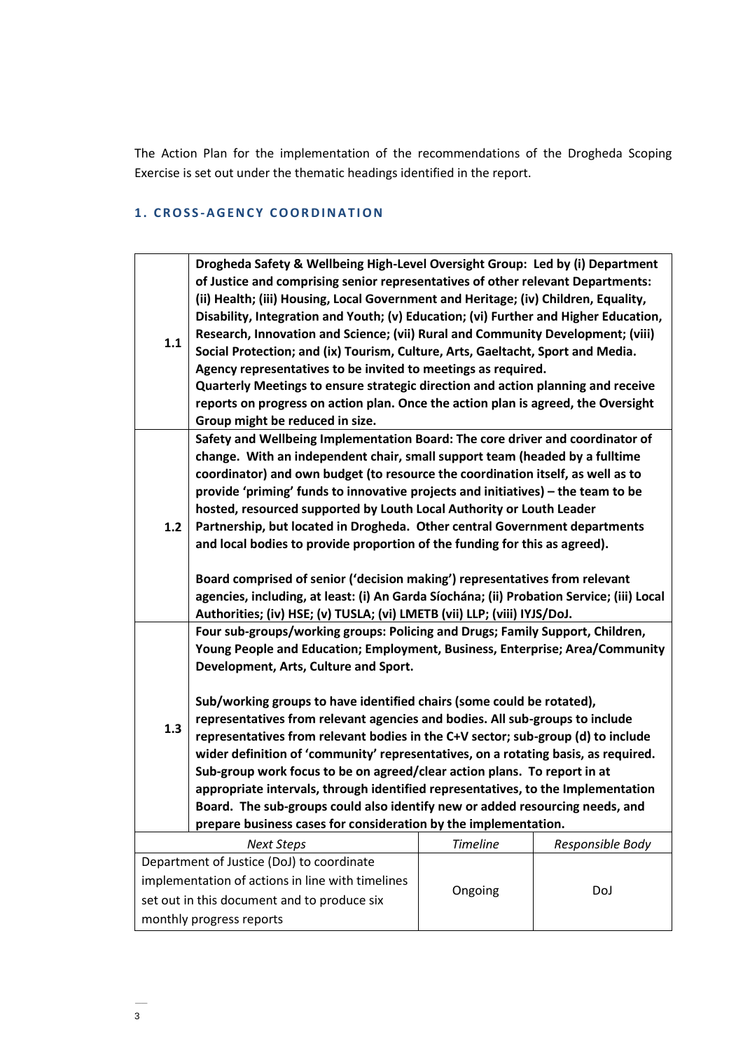The Action Plan for the implementation of the recommendations of the Drogheda Scoping Exercise is set out under the thematic headings identified in the report.

### 1. CROSS-AGENCY COORDINATION

| | | | |
|---|---|---|---|
| 1.1 | **Drogheda Safety & Wellbeing High-Level Oversight Group: Led by (i) Department of Justice and comprising senior representatives of other relevant Departments: (ii) Health; (iii) Housing, Local Government and Heritage; (iv) Children, Equality, Disability, Integration and Youth; (v) Education; (vi) Further and Higher Education, Research, Innovation and Science; (vii) Rural and Community Development; (viii) Social Protection; and (ix) Tourism, Culture, Arts, Gaeltacht, Sport and Media. Agency representatives to be invited to meetings as required. Quarterly Meetings to ensure strategic direction and action planning and receive reports on progress on action plan. Once the action plan is agreed, the Oversight Group might be reduced in size.** | | |
| 1.2 | **Safety and Wellbeing Implementation Board: The core driver and coordinator of change. With an independent chair, small support team (headed by a fulltime coordinator) and own budget (to resource the coordination itself, as well as to provide 'priming' funds to innovative projects and initiatives) – the team to be hosted, resourced supported by Louth Local Authority or Louth Leader Partnership, but located in Drogheda. Other central Government departments and local bodies to provide proportion of the funding for this as agreed).**<br><br>**Board comprised of senior ('decision making') representatives from relevant agencies, including, at least: (i) An Garda Síochána; (ii) Probation Service; (iii) Local Authorities; (iv) HSE; (v) TUSLA; (vi) LMETB (vii) LLP; (viii) IYJS/DoJ.** | | |
| 1.3 | **Four sub-groups/working groups: Policing and Drugs; Family Support, Children, Young People and Education; Employment, Business, Enterprise; Area/Community Development, Arts, Culture and Sport.**<br><br>**Sub/working groups to have identified chairs (some could be rotated), representatives from relevant agencies and bodies. All sub-groups to include representatives from relevant bodies in the C+V sector; sub-group (d) to include wider definition of 'community' representatives, on a rotating basis, as required. Sub-group work focus to be on agreed/clear action plans. To report in at appropriate intervals, through identified representatives, to the Implementation Board. The sub-groups could also identify new or added resourcing needs, and prepare business cases for consideration by the implementation.** | | |
| *Next Steps* | | *Timeline* | *Responsible Body* |
| Department of Justice (DoJ) to coordinate implementation of actions in line with timelines set out in this document and to produce six monthly progress reports | | Ongoing | DoJ |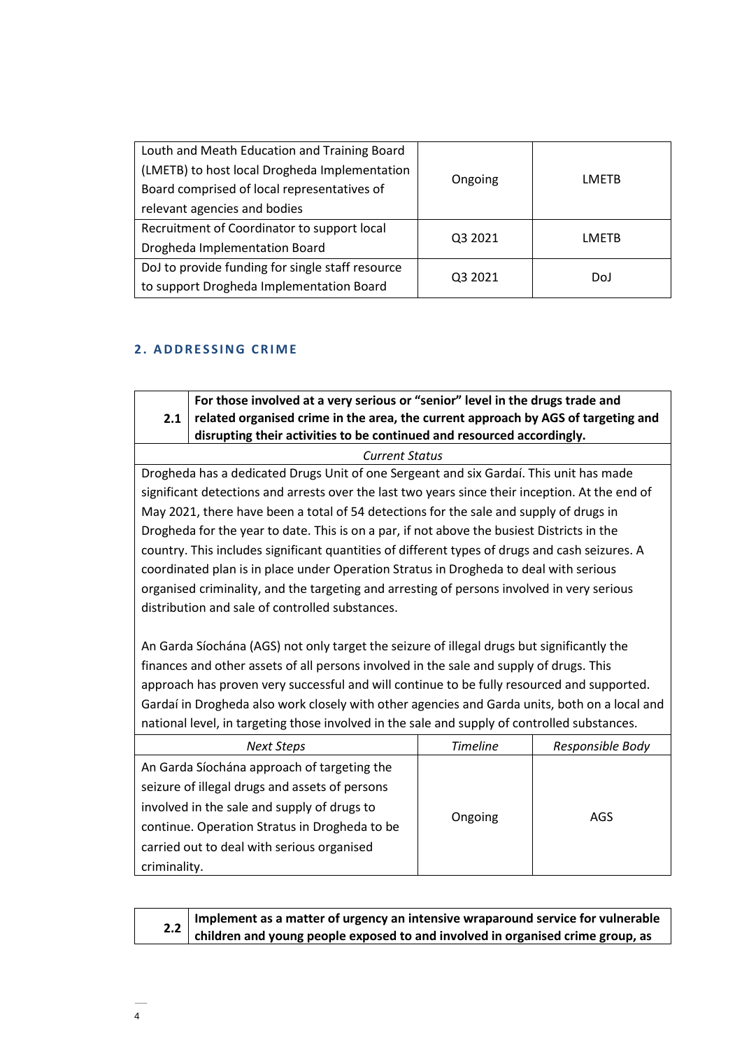| | | |
|---|---|---|
| Louth and Meath Education and Training Board (LMETB) to host local Drogheda Implementation Board comprised of local representatives of relevant agencies and bodies | Ongoing | LMETB |
| Recruitment of Coordinator to support local Drogheda Implementation Board | Q3 2021 | LMETB |
| DoJ to provide funding for single staff resource to support Drogheda Implementation Board | Q3 2021 | DoJ |

## 2. ADDRESSING CRIME

| | | |
|---|---|---|
| **2.1** | **For those involved at a very serious or "senior" level in the drugs trade and related organised crime in the area, the current approach by AGS of targeting and disrupting their activities to be continued and resourced accordingly.** | |
| *Current Status* | | |
| Drogheda has a dedicated Drugs Unit of one Sergeant and six Gardaí. This unit has made significant detections and arrests over the last two years since their inception. At the end of May 2021, there have been a total of 54 detections for the sale and supply of drugs in Drogheda for the year to date. This is on a par, if not above the busiest Districts in the country. This includes significant quantities of different types of drugs and cash seizures. A coordinated plan is in place under Operation Stratus in Drogheda to deal with serious organised criminality, and the targeting and arresting of persons involved in very serious distribution and sale of controlled substances.<br><br>An Garda Síochána (AGS) not only target the seizure of illegal drugs but significantly the finances and other assets of all persons involved in the sale and supply of drugs. This approach has proven very successful and will continue to be fully resourced and supported. Gardaí in Drogheda also work closely with other agencies and Garda units, both on a local and national level, in targeting those involved in the sale and supply of controlled substances. | | |
| *Next Steps* | *Timeline* | *Responsible Body* |
| An Garda Síochána approach of targeting the seizure of illegal drugs and assets of persons involved in the sale and supply of drugs to continue. Operation Stratus in Drogheda to be carried out to deal with serious organised criminality. | Ongoing | AGS |

| | |
|---|---|
| **2.2** | **Implement as a matter of urgency an intensive wraparound service for vulnerable children and young people exposed to and involved in organised crime group, as** |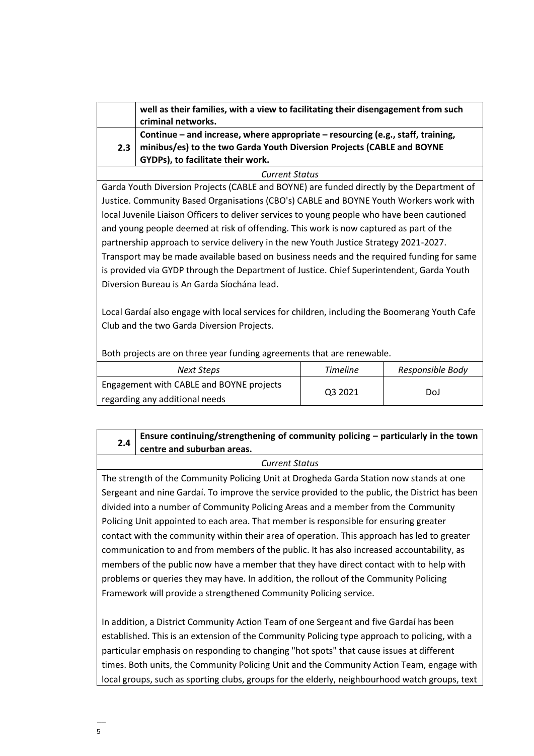| | **well as their families, with a view to facilitating their disengagement from such criminal networks.** |
|---|---|
| **2.3** | **Continue – and increase, where appropriate – resourcing (e.g., staff, training, minibus/es) to the two Garda Youth Diversion Projects (CABLE and BOYNE GYDPs), to facilitate their work.** |

*Current Status*

Garda Youth Diversion Projects (CABLE and BOYNE) are funded directly by the Department of Justice. Community Based Organisations (CBO's) CABLE and BOYNE Youth Workers work with local Juvenile Liaison Officers to deliver services to young people who have been cautioned and young people deemed at risk of offending. This work is now captured as part of the partnership approach to service delivery in the new Youth Justice Strategy 2021-2027. Transport may be made available based on business needs and the required funding for same is provided via GYDP through the Department of Justice. Chief Superintendent, Garda Youth Diversion Bureau is An Garda Síochána lead.

Local Gardaí also engage with local services for children, including the Boomerang Youth Cafe Club and the two Garda Diversion Projects.

Both projects are on three year funding agreements that are renewable.

| *Next Steps* | *Timeline* | *Responsible Body* |
|---|---|---|
| Engagement with CABLE and BOYNE projects regarding any additional needs | Q3 2021 | DoJ |

| **2.4** | **Ensure continuing/strengthening of community policing – particularly in the town centre and suburban areas.** |
|---|---|

*Current Status*

The strength of the Community Policing Unit at Drogheda Garda Station now stands at one Sergeant and nine Gardaí. To improve the service provided to the public, the District has been divided into a number of Community Policing Areas and a member from the Community Policing Unit appointed to each area. That member is responsible for ensuring greater contact with the community within their area of operation. This approach has led to greater communication to and from members of the public. It has also increased accountability, as members of the public now have a member that they have direct contact with to help with problems or queries they may have. In addition, the rollout of the Community Policing Framework will provide a strengthened Community Policing service.

In addition, a District Community Action Team of one Sergeant and five Gardaí has been established. This is an extension of the Community Policing type approach to policing, with a particular emphasis on responding to changing "hot spots" that cause issues at different times. Both units, the Community Policing Unit and the Community Action Team, engage with local groups, such as sporting clubs, groups for the elderly, neighbourhood watch groups, text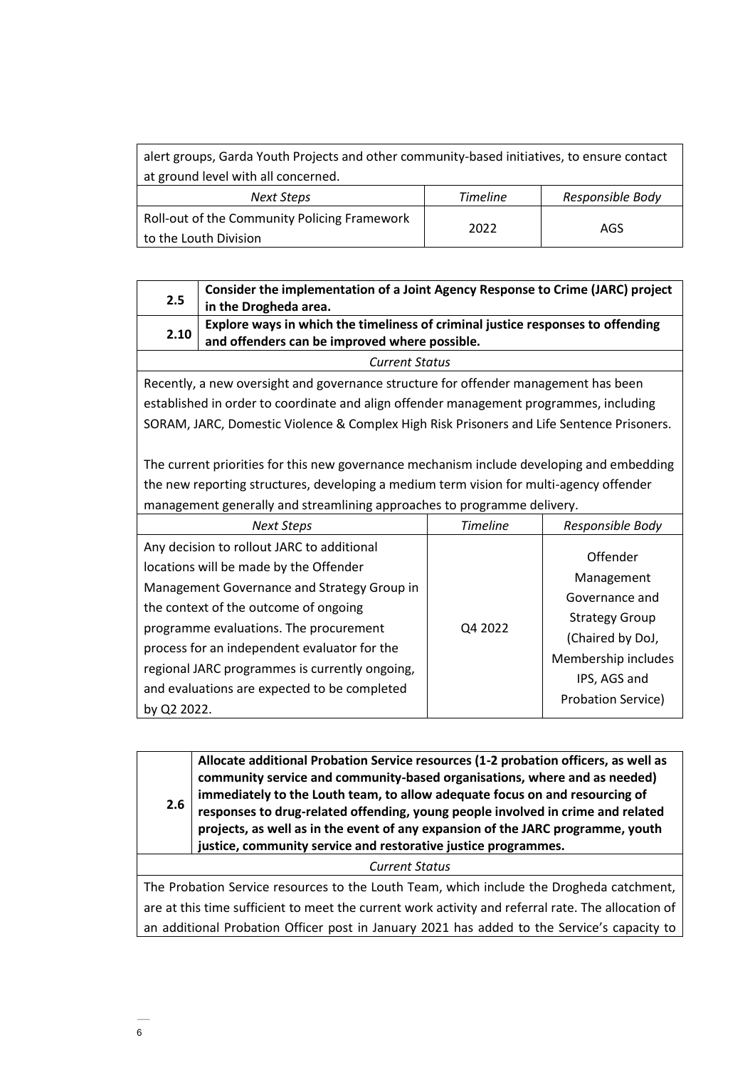| alert groups, Garda Youth Projects and other community-based initiatives, to ensure contact at ground level with all concerned. | | |
| --- | --- | --- |
| *Next Steps* | *Timeline* | *Responsible Body* |
| Roll-out of the Community Policing Framework to the Louth Division | 2022 | AGS |

| **2.5** | **Consider the implementation of a Joint Agency Response to Crime (JARC) project in the Drogheda area.** | |
| --- | --- | --- |
| **2.10** | **Explore ways in which the timeliness of criminal justice responses to offending and offenders can be improved where possible.** | |
| *Current Status* | | |
| Recently, a new oversight and governance structure for offender management has been established in order to coordinate and align offender management programmes, including SORAM, JARC, Domestic Violence & Complex High Risk Prisoners and Life Sentence Prisoners.<br><br>The current priorities for this new governance mechanism include developing and embedding the new reporting structures, developing a medium term vision for multi-agency offender management generally and streamlining approaches to programme delivery. | | |
| *Next Steps* | *Timeline* | *Responsible Body* |
| Any decision to rollout JARC to additional locations will be made by the Offender Management Governance and Strategy Group in the context of the outcome of ongoing programme evaluations. The procurement process for an independent evaluator for the regional JARC programmes is currently ongoing, and evaluations are expected to be completed by Q2 2022. | Q4 2022 | Offender Management Governance and Strategy Group (Chaired by DoJ, Membership includes IPS, AGS and Probation Service) |

| **2.6** | **Allocate additional Probation Service resources (1-2 probation officers, as well as community service and community-based organisations, where and as needed) immediately to the Louth team, to allow adequate focus on and resourcing of responses to drug-related offending, young people involved in crime and related projects, as well as in the event of any expansion of the JARC programme, youth justice, community service and restorative justice programmes.** |
| --- | --- |
| *Current Status* | |
| The Probation Service resources to the Louth Team, which include the Drogheda catchment, are at this time sufficient to meet the current work activity and referral rate. The allocation of an additional Probation Officer post in January 2021 has added to the Service's capacity to | |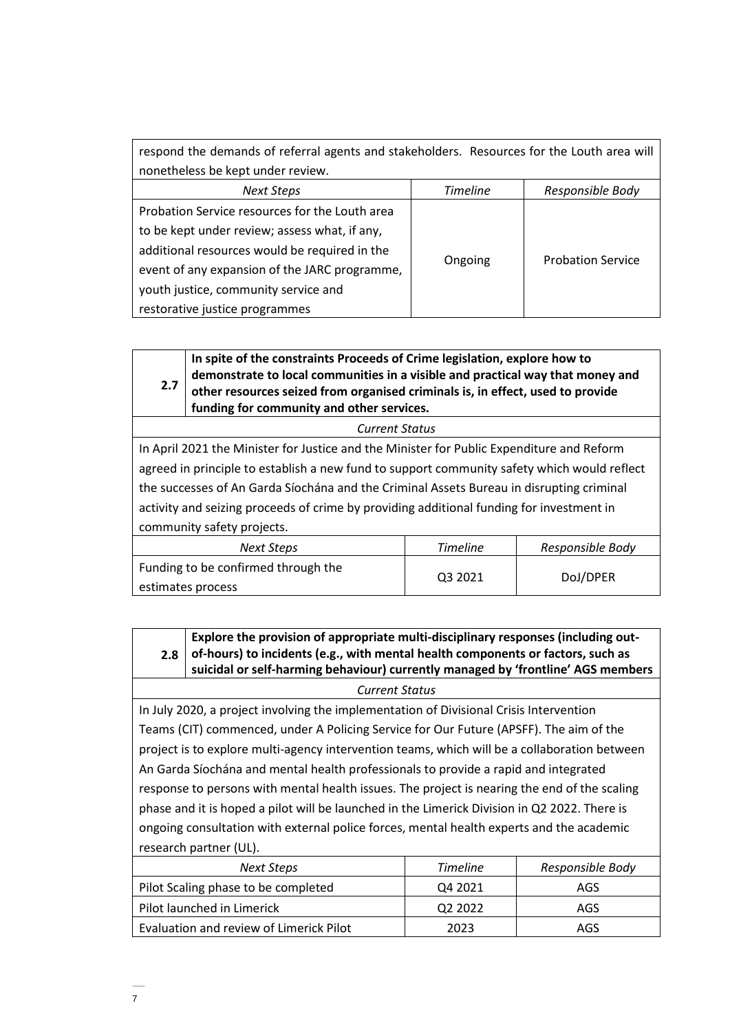respond the demands of referral agents and stakeholders. Resources for the Louth area will nonetheless be kept under review.

| *Next Steps* | *Timeline* | *Responsible Body* |
|---|---|---|
| Probation Service resources for the Louth area to be kept under review; assess what, if any, additional resources would be required in the event of any expansion of the JARC programme, youth justice, community service and restorative justice programmes | Ongoing | Probation Service |

| **2.7** | **In spite of the constraints Proceeds of Crime legislation, explore how to demonstrate to local communities in a visible and practical way that money and other resources seized from organised criminals is, in effect, used to provide funding for community and other services.** | |
|---|---|---|
| *Current Status* | | |
| In April 2021 the Minister for Justice and the Minister for Public Expenditure and Reform agreed in principle to establish a new fund to support community safety which would reflect the successes of An Garda Síochána and the Criminal Assets Bureau in disrupting criminal activity and seizing proceeds of crime by providing additional funding for investment in community safety projects. | | |
| *Next Steps* | *Timeline* | *Responsible Body* |
| Funding to be confirmed through the estimates process | Q3 2021 | DoJ/DPER |

| **2.8** | **Explore the provision of appropriate multi-disciplinary responses (including out-of-hours) to incidents (e.g., with mental health components or factors, such as suicidal or self-harming behaviour) currently managed by 'frontline' AGS members** | |
|---|---|---|
| *Current Status* | | |
| In July 2020, a project involving the implementation of Divisional Crisis Intervention Teams (CIT) commenced, under A Policing Service for Our Future (APSFF). The aim of the project is to explore multi-agency intervention teams, which will be a collaboration between An Garda Síochána and mental health professionals to provide a rapid and integrated response to persons with mental health issues. The project is nearing the end of the scaling phase and it is hoped a pilot will be launched in the Limerick Division in Q2 2022. There is ongoing consultation with external police forces, mental health experts and the academic research partner (UL). | | |
| *Next Steps* | *Timeline* | *Responsible Body* |
| Pilot Scaling phase to be completed | Q4 2021 | AGS |
| Pilot launched in Limerick | Q2 2022 | AGS |
| Evaluation and review of Limerick Pilot | 2023 | AGS |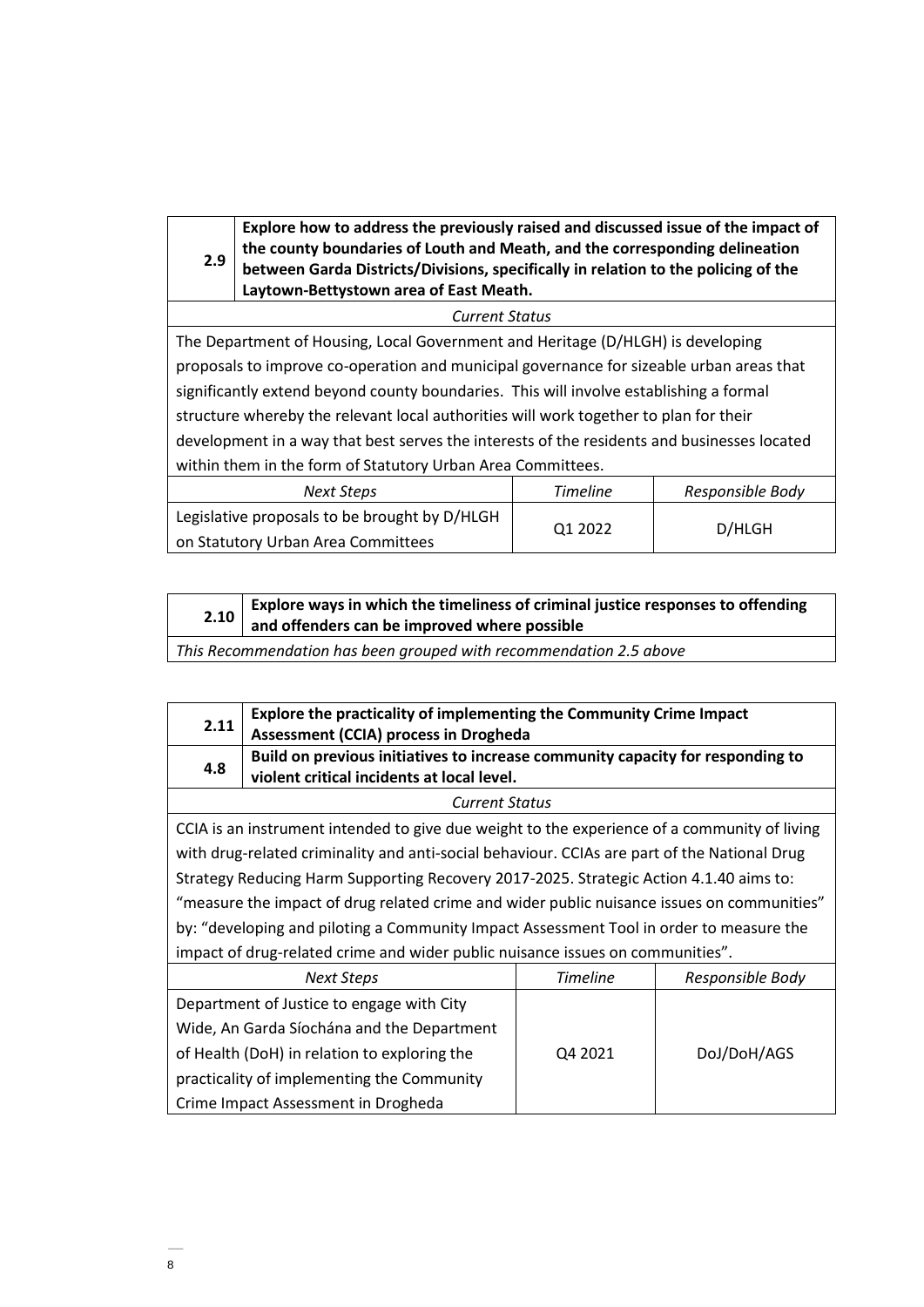| 2.9 | **Explore how to address the previously raised and discussed issue of the impact of the county boundaries of Louth and Meath, and the corresponding delineation between Garda Districts/Divisions, specifically in relation to the policing of the Laytown-Bettystown area of East Meath.** | |
|---|---|---|
| *Current Status* | | |
| The Department of Housing, Local Government and Heritage (D/HLGH) is developing proposals to improve co-operation and municipal governance for sizeable urban areas that significantly extend beyond county boundaries. This will involve establishing a formal structure whereby the relevant local authorities will work together to plan for their development in a way that best serves the interests of the residents and businesses located within them in the form of Statutory Urban Area Committees. | | |
| *Next Steps* | *Timeline* | *Responsible Body* |
| Legislative proposals to be brought by D/HLGH on Statutory Urban Area Committees | Q1 2022 | D/HLGH |

| 2.10 | **Explore ways in which the timeliness of criminal justice responses to offending and offenders can be improved where possible** |
|---|---|
| *This Recommendation has been grouped with recommendation 2.5 above* | |

| 2.11 | **Explore the practicality of implementing the Community Crime Impact Assessment (CCIA) process in Drogheda** | |
|---|---|---|
| 4.8 | **Build on previous initiatives to increase community capacity for responding to violent critical incidents at local level.** | |
| *Current Status* | | |
| CCIA is an instrument intended to give due weight to the experience of a community of living with drug-related criminality and anti-social behaviour. CCIAs are part of the National Drug Strategy Reducing Harm Supporting Recovery 2017-2025. Strategic Action 4.1.40 aims to: "measure the impact of drug related crime and wider public nuisance issues on communities" by: "developing and piloting a Community Impact Assessment Tool in order to measure the impact of drug-related crime and wider public nuisance issues on communities". | | |
| *Next Steps* | *Timeline* | *Responsible Body* |
| Department of Justice to engage with City Wide, An Garda Síochána and the Department of Health (DoH) in relation to exploring the practicality of implementing the Community Crime Impact Assessment in Drogheda | Q4 2021 | DoJ/DoH/AGS |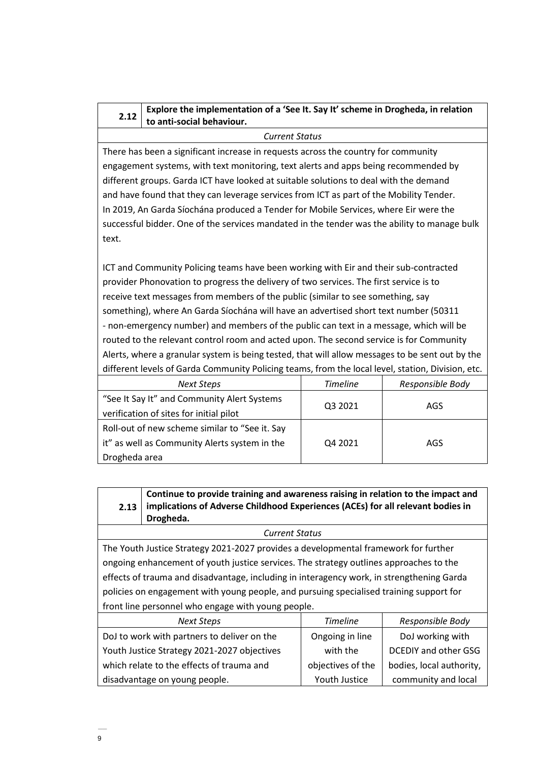| 2.12 | **Explore the implementation of a 'See It. Say It' scheme in Drogheda, in relation to anti-social behaviour.** |
|---|---|

*Current Status*

There has been a significant increase in requests across the country for community engagement systems, with text monitoring, text alerts and apps being recommended by different groups. Garda ICT have looked at suitable solutions to deal with the demand and have found that they can leverage services from ICT as part of the Mobility Tender. In 2019, An Garda Síochána produced a Tender for Mobile Services, where Eir were the successful bidder. One of the services mandated in the tender was the ability to manage bulk text.

ICT and Community Policing teams have been working with Eir and their sub-contracted provider Phonovation to progress the delivery of two services. The first service is to receive text messages from members of the public (similar to see something, say something), where An Garda Síochána will have an advertised short text number (50311 - non-emergency number) and members of the public can text in a message, which will be routed to the relevant control room and acted upon. The second service is for Community Alerts, where a granular system is being tested, that will allow messages to be sent out by the different levels of Garda Community Policing teams, from the local level, station, Division, etc.

| *Next Steps* | *Timeline* | *Responsible Body* |
|---|---|---|
| "See It Say It" and Community Alert Systems verification of sites for initial pilot | Q3 2021 | AGS |
| Roll-out of new scheme similar to "See it. Say it" as well as Community Alerts system in the Drogheda area | Q4 2021 | AGS |

| 2.13 | **Continue to provide training and awareness raising in relation to the impact and implications of Adverse Childhood Experiences (ACEs) for all relevant bodies in Drogheda.** |
|---|---|

*Current Status*

The Youth Justice Strategy 2021-2027 provides a developmental framework for further ongoing enhancement of youth justice services. The strategy outlines approaches to the effects of trauma and disadvantage, including in interagency work, in strengthening Garda policies on engagement with young people, and pursuing specialised training support for front line personnel who engage with young people.

| *Next Steps* | *Timeline* | *Responsible Body* |
|---|---|---|
| DoJ to work with partners to deliver on the Youth Justice Strategy 2021-2027 objectives which relate to the effects of trauma and disadvantage on young people. | Ongoing in line with the objectives of the Youth Justice | DoJ working with DCEDIY and other GSG bodies, local authority, community and local |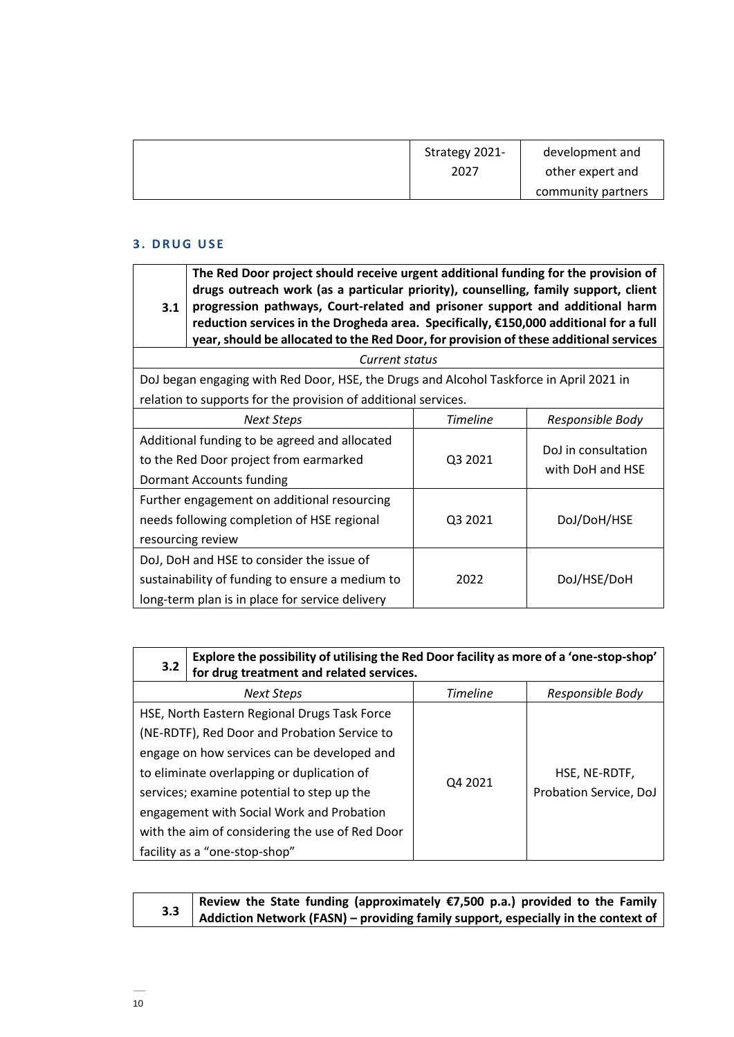| | Strategy 2021-2027 | development and other expert and community partners |
|---|---|---|

## 3. DRUG USE

| **3.1** | **The Red Door project should receive urgent additional funding for the provision of drugs outreach work (as a particular priority), counselling, family support, client progression pathways, Court-related and prisoner support and additional harm reduction services in the Drogheda area. Specifically, €150,000 additional for a full year, should be allocated to the Red Door, for provision of these additional services** | |
|---|---|---|
| *Current status* | | |
| DoJ began engaging with Red Door, HSE, the Drugs and Alcohol Taskforce in April 2021 in relation to supports for the provision of additional services. | | |
| *Next Steps* | *Timeline* | *Responsible Body* |
| Additional funding to be agreed and allocated to the Red Door project from earmarked Dormant Accounts funding | Q3 2021 | DoJ in consultation with DoH and HSE |
| Further engagement on additional resourcing needs following completion of HSE regional resourcing review | Q3 2021 | DoJ/DoH/HSE |
| DoJ, DoH and HSE to consider the issue of sustainability of funding to ensure a medium to long-term plan is in place for service delivery | 2022 | DoJ/HSE/DoH |

| **3.2** | **Explore the possibility of utilising the Red Door facility as more of a 'one-stop-shop' for drug treatment and related services.** | |
|---|---|---|
| *Next Steps* | *Timeline* | *Responsible Body* |
| HSE, North Eastern Regional Drugs Task Force (NE-RDTF), Red Door and Probation Service to engage on how services can be developed and to eliminate overlapping or duplication of services; examine potential to step up the engagement with Social Work and Probation with the aim of considering the use of Red Door facility as a "one-stop-shop" | Q4 2021 | HSE, NE-RDTF, Probation Service, DoJ |

| **3.3** | **Review the State funding (approximately €7,500 p.a.) provided to the Family Addiction Network (FASN) – providing family support, especially in the context of** |
|---|---|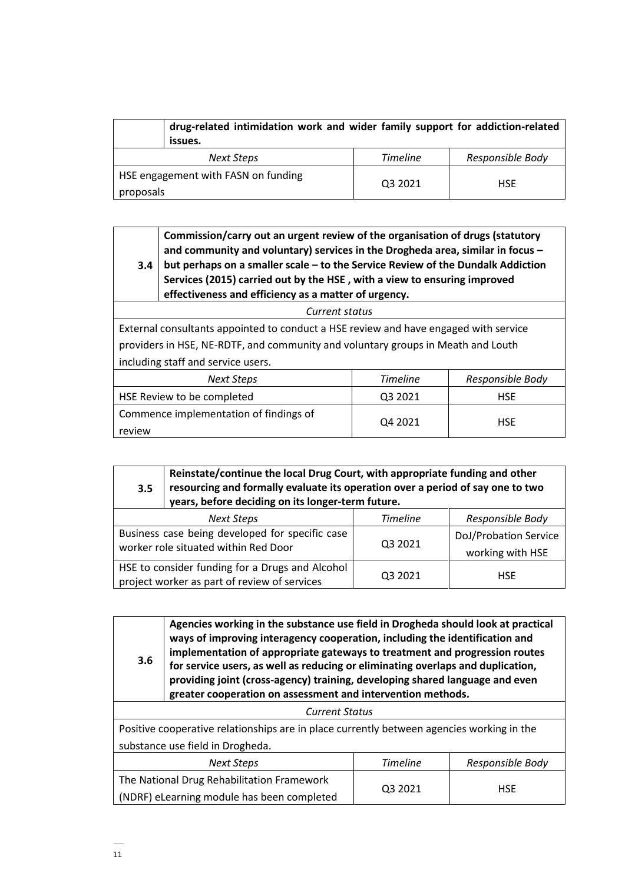| | **drug-related intimidation work and wider family support for addiction-related issues.** | |
|---|---|---|
| *Next Steps* | *Timeline* | *Responsible Body* |
| HSE engagement with FASN on funding proposals | Q3 2021 | HSE |

| **3.4** | **Commission/carry out an urgent review of the organisation of drugs (statutory and community and voluntary) services in the Drogheda area, similar in focus – but perhaps on a smaller scale – to the Service Review of the Dundalk Addiction Services (2015) carried out by the HSE , with a view to ensuring improved effectiveness and efficiency as a matter of urgency.** | |
|---|---|---|
| *Current status* | | |
| External consultants appointed to conduct a HSE review and have engaged with service providers in HSE, NE-RDTF, and community and voluntary groups in Meath and Louth including staff and service users. | | |
| *Next Steps* | *Timeline* | *Responsible Body* |
| HSE Review to be completed | Q3 2021 | HSE |
| Commence implementation of findings of review | Q4 2021 | HSE |

| **3.5** | **Reinstate/continue the local Drug Court, with appropriate funding and other resourcing and formally evaluate its operation over a period of say one to two years, before deciding on its longer-term future.** | |
|---|---|---|
| *Next Steps* | *Timeline* | *Responsible Body* |
| Business case being developed for specific case worker role situated within Red Door | Q3 2021 | DoJ/Probation Service working with HSE |
| HSE to consider funding for a Drugs and Alcohol project worker as part of review of services | Q3 2021 | HSE |

| **3.6** | **Agencies working in the substance use field in Drogheda should look at practical ways of improving interagency cooperation, including the identification and implementation of appropriate gateways to treatment and progression routes for service users, as well as reducing or eliminating overlaps and duplication, providing joint (cross-agency) training, developing shared language and even greater cooperation on assessment and intervention methods.** | |
|---|---|---|
| *Current Status* | | |
| Positive cooperative relationships are in place currently between agencies working in the substance use field in Drogheda. | | |
| *Next Steps* | *Timeline* | *Responsible Body* |
| The National Drug Rehabilitation Framework (NDRF) eLearning module has been completed | Q3 2021 | HSE |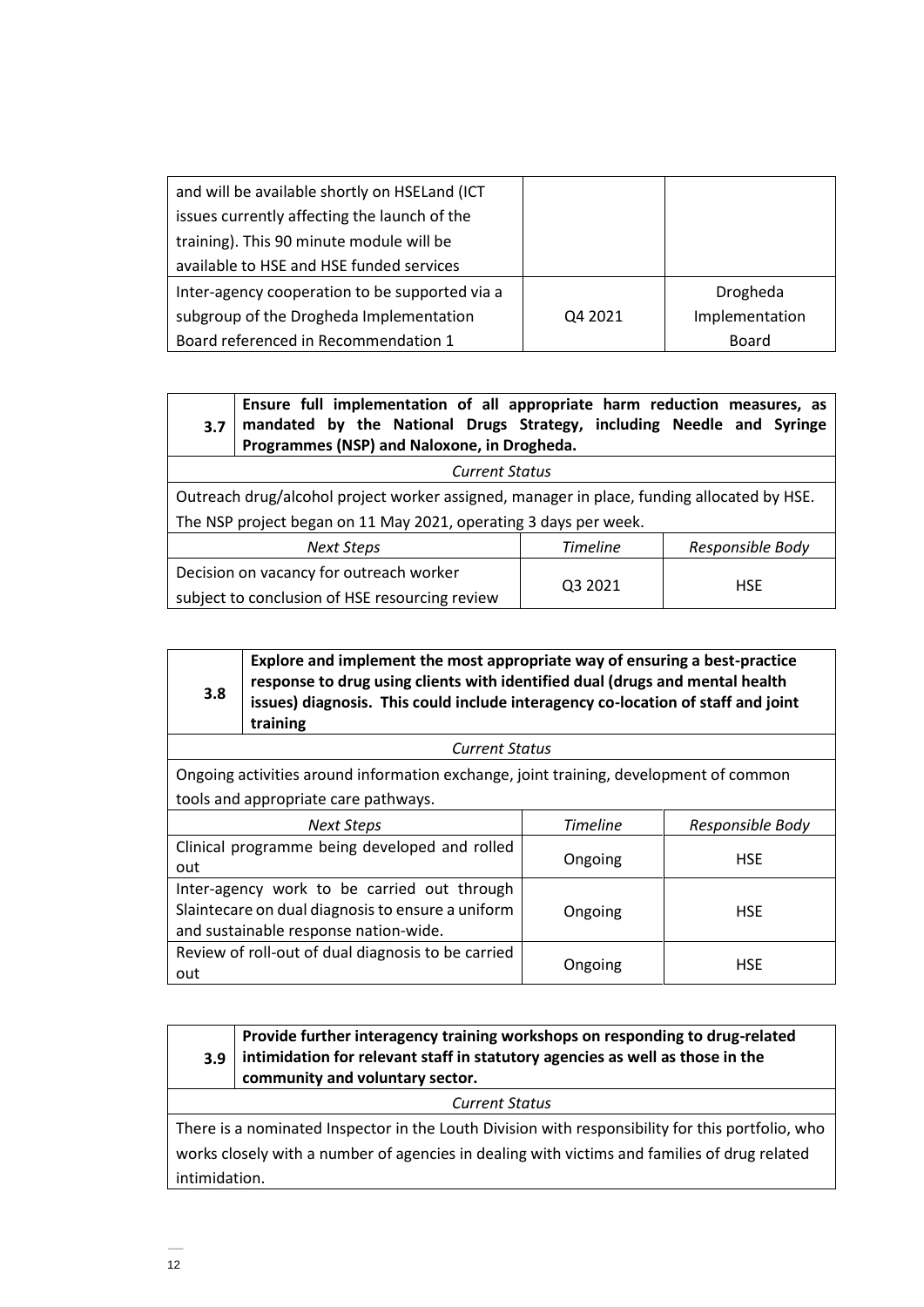| | | |
|---|---|---|
| and will be available shortly on HSELand (ICT issues currently affecting the launch of the training). This 90 minute module will be available to HSE and HSE funded services | | |
| Inter-agency cooperation to be supported via a subgroup of the Drogheda Implementation Board referenced in Recommendation 1 | Q4 2021 | Drogheda Implementation Board |

| **3.7** | **Ensure full implementation of all appropriate harm reduction measures, as mandated by the National Drugs Strategy, including Needle and Syringe Programmes (NSP) and Naloxone, in Drogheda.** | |
|---|---|---|
| *Current Status* | | |
| Outreach drug/alcohol project worker assigned, manager in place, funding allocated by HSE. The NSP project began on 11 May 2021, operating 3 days per week. | | |
| *Next Steps* | *Timeline* | *Responsible Body* |
| Decision on vacancy for outreach worker subject to conclusion of HSE resourcing review | Q3 2021 | HSE |

| **3.8** | **Explore and implement the most appropriate way of ensuring a best-practice response to drug using clients with identified dual (drugs and mental health issues) diagnosis. This could include interagency co-location of staff and joint training** | |
|---|---|---|
| *Current Status* | | |
| Ongoing activities around information exchange, joint training, development of common tools and appropriate care pathways. | | |
| *Next Steps* | *Timeline* | *Responsible Body* |
| Clinical programme being developed and rolled out | Ongoing | HSE |
| Inter-agency work to be carried out through Slaintecare on dual diagnosis to ensure a uniform and sustainable response nation-wide. | Ongoing | HSE |
| Review of roll-out of dual diagnosis to be carried out | Ongoing | HSE |

| **3.9** | **Provide further interagency training workshops on responding to drug-related intimidation for relevant staff in statutory agencies as well as those in the community and voluntary sector.** |
|---|---|
| *Current Status* | |
| There is a nominated Inspector in the Louth Division with responsibility for this portfolio, who works closely with a number of agencies in dealing with victims and families of drug related intimidation. | |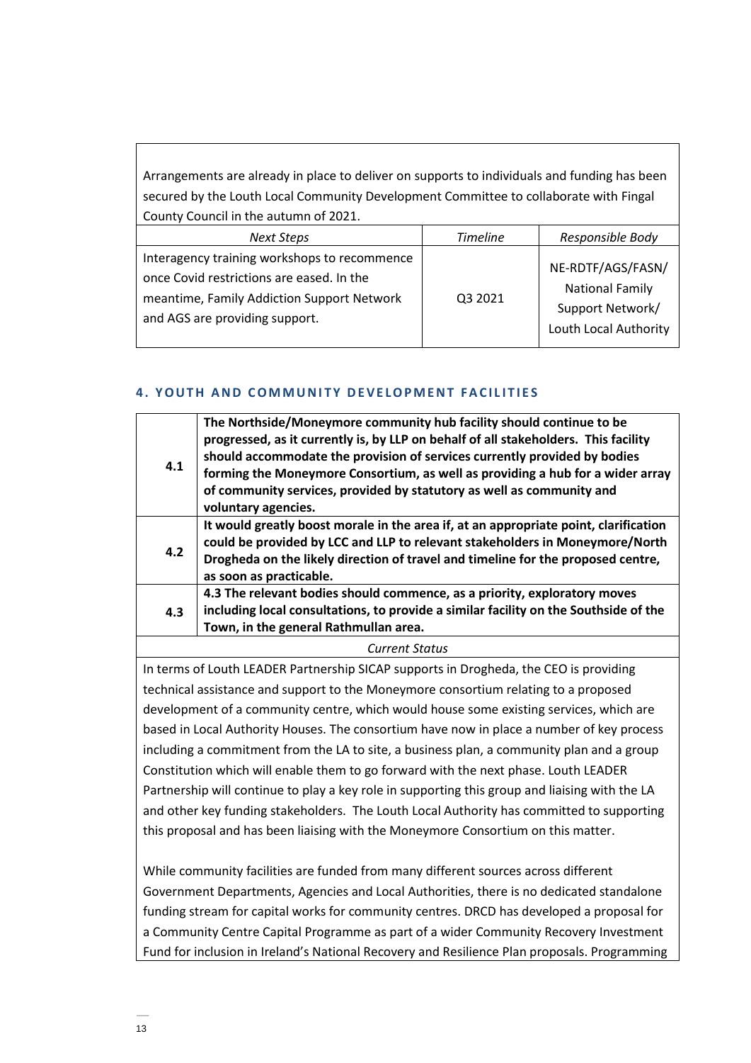Arrangements are already in place to deliver on supports to individuals and funding has been secured by the Louth Local Community Development Committee to collaborate with Fingal County Council in the autumn of 2021.

| *Next Steps* | *Timeline* | *Responsible Body* |
|---|---|---|
| Interagency training workshops to recommence once Covid restrictions are eased. In the meantime, Family Addiction Support Network and AGS are providing support. | Q3 2021 | NE-RDTF/AGS/FASN/ National Family Support Network/ Louth Local Authority |

## 4. YOUTH AND COMMUNITY DEVELOPMENT FACILITIES

| | |
|---|---|
| **4.1** | **The Northside/Moneymore community hub facility should continue to be progressed, as it currently is, by LLP on behalf of all stakeholders. This facility should accommodate the provision of services currently provided by bodies forming the Moneymore Consortium, as well as providing a hub for a wider array of community services, provided by statutory as well as community and voluntary agencies.** |
| **4.2** | **It would greatly boost morale in the area if, at an appropriate point, clarification could be provided by LCC and LLP to relevant stakeholders in Moneymore/North Drogheda on the likely direction of travel and timeline for the proposed centre, as soon as practicable.** |
| **4.3** | **4.3 The relevant bodies should commence, as a priority, exploratory moves including local consultations, to provide a similar facility on the Southside of the Town, in the general Rathmullan area.** |

*Current Status*

In terms of Louth LEADER Partnership SICAP supports in Drogheda, the CEO is providing technical assistance and support to the Moneymore consortium relating to a proposed development of a community centre, which would house some existing services, which are based in Local Authority Houses. The consortium have now in place a number of key process including a commitment from the LA to site, a business plan, a community plan and a group Constitution which will enable them to go forward with the next phase. Louth LEADER Partnership will continue to play a key role in supporting this group and liaising with the LA and other key funding stakeholders. The Louth Local Authority has committed to supporting this proposal and has been liaising with the Moneymore Consortium on this matter.

While community facilities are funded from many different sources across different Government Departments, Agencies and Local Authorities, there is no dedicated standalone funding stream for capital works for community centres. DRCD has developed a proposal for a Community Centre Capital Programme as part of a wider Community Recovery Investment Fund for inclusion in Ireland's National Recovery and Resilience Plan proposals. Programming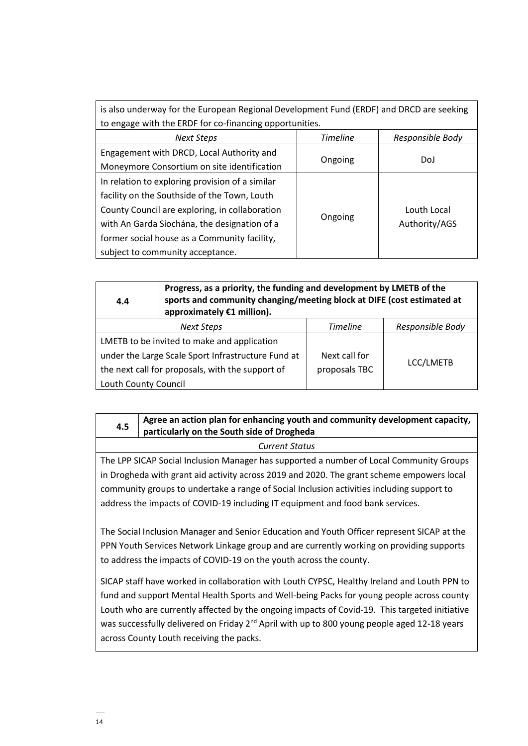| is also underway for the European Regional Development Fund (ERDF) and DRCD are seeking to engage with the ERDF for co-financing opportunities. | | |
|---|---|---|
| *Next Steps* | *Timeline* | *Responsible Body* |
| Engagement with DRCD, Local Authority and Moneymore Consortium on site identification | Ongoing | DoJ |
| In relation to exploring provision of a similar facility on the Southside of the Town, Louth County Council are exploring, in collaboration with An Garda Síochána, the designation of a former social house as a Community facility, subject to community acceptance. | Ongoing | Louth Local Authority/AGS |

| **4.4** | **Progress, as a priority, the funding and development by LMETB of the sports and community changing/meeting block at DIFE (cost estimated at approximately €1 million).** | |
|---|---|---|
| *Next Steps* | *Timeline* | *Responsible Body* |
| LMETB to be invited to make and application under the Large Scale Sport Infrastructure Fund at the next call for proposals, with the support of Louth County Council | Next call for proposals TBC | LCC/LMETB |

| **4.5** | **Agree an action plan for enhancing youth and community development capacity, particularly on the South side of Drogheda** |
|---|---|

*Current Status*

The LPP SICAP Social Inclusion Manager has supported a number of Local Community Groups in Drogheda with grant aid activity across 2019 and 2020. The grant scheme empowers local community groups to undertake a range of Social Inclusion activities including support to address the impacts of COVID-19 including IT equipment and food bank services.

The Social Inclusion Manager and Senior Education and Youth Officer represent SICAP at the PPN Youth Services Network Linkage group and are currently working on providing supports to address the impacts of COVID-19 on the youth across the county.

SICAP staff have worked in collaboration with Louth CYPSC, Healthy Ireland and Louth PPN to fund and support Mental Health Sports and Well-being Packs for young people across county Louth who are currently affected by the ongoing impacts of Covid-19. This targeted initiative was successfully delivered on Friday 2nd April with up to 800 young people aged 12-18 years across County Louth receiving the packs.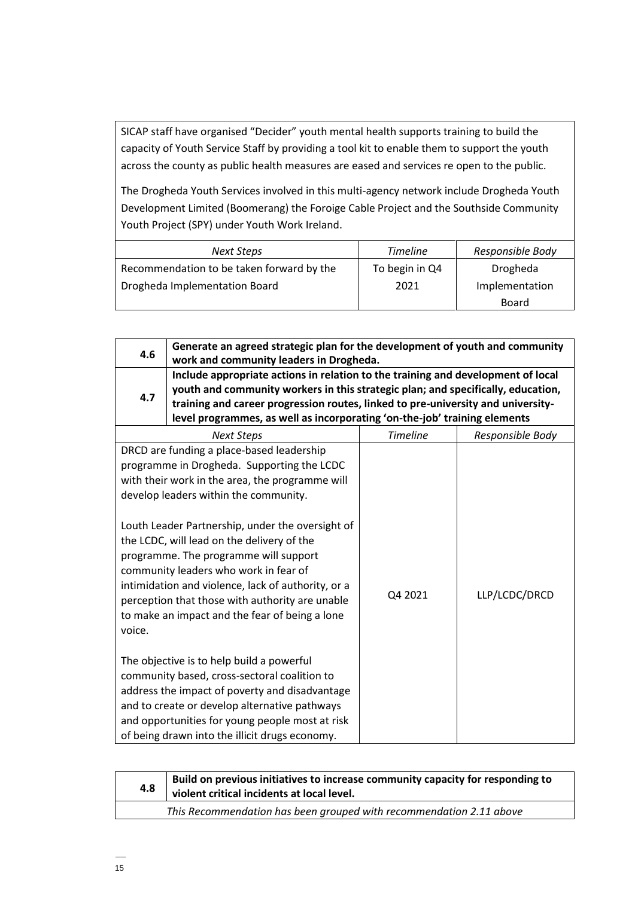SICAP staff have organised "Decider" youth mental health supports training to build the capacity of Youth Service Staff by providing a tool kit to enable them to support the youth across the county as public health measures are eased and services re open to the public.

The Drogheda Youth Services involved in this multi-agency network include Drogheda Youth Development Limited (Boomerang) the Foroige Cable Project and the Southside Community Youth Project (SPY) under Youth Work Ireland.

| *Next Steps* | *Timeline* | *Responsible Body* |
|---|---|---|
| Recommendation to be taken forward by the Drogheda Implementation Board | To begin in Q4 2021 | Drogheda Implementation Board |

| **4.6** | **Generate an agreed strategic plan for the development of youth and community work and community leaders in Drogheda.** | |
|---|---|---|
| **4.7** | **Include appropriate actions in relation to the training and development of local youth and community workers in this strategic plan; and specifically, education, training and career progression routes, linked to pre-university and university-level programmes, as well as incorporating 'on-the-job' training elements** | |
| *Next Steps* | *Timeline* | *Responsible Body* |
| DRCD are funding a place-based leadership programme in Drogheda. Supporting the LCDC with their work in the area, the programme will develop leaders within the community.<br><br>Louth Leader Partnership, under the oversight of the LCDC, will lead on the delivery of the programme. The programme will support community leaders who work in fear of intimidation and violence, lack of authority, or a perception that those with authority are unable to make an impact and the fear of being a lone voice.<br><br>The objective is to help build a powerful community based, cross-sectoral coalition to address the impact of poverty and disadvantage and to create or develop alternative pathways and opportunities for young people most at risk of being drawn into the illicit drugs economy. | Q4 2021 | LLP/LCDC/DRCD |

| **4.8** | **Build on previous initiatives to increase community capacity for responding to violent critical incidents at local level.** |
|---|---|
| *This Recommendation has been grouped with recommendation 2.11 above* | |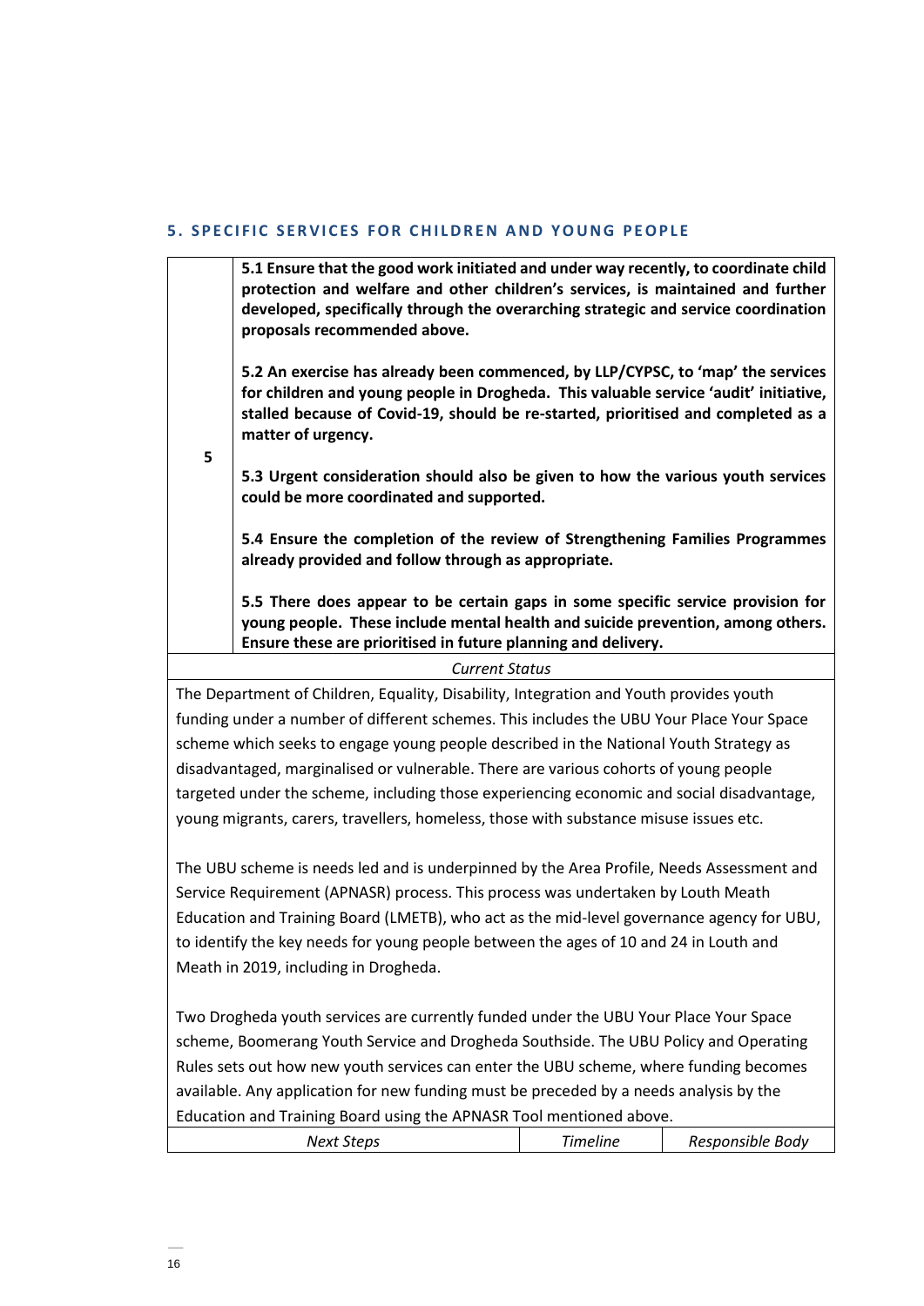## 5. SPECIFIC SERVICES FOR CHILDREN AND YOUNG PEOPLE

| | | |
|---|---|---|
| 5 | **5.1 Ensure that the good work initiated and under way recently, to coordinate child protection and welfare and other children's services, is maintained and further developed, specifically through the overarching strategic and service coordination proposals recommended above.**<br><br>**5.2 An exercise has already been commenced, by LLP/CYPSC, to 'map' the services for children and young people in Drogheda. This valuable service 'audit' initiative, stalled because of Covid-19, should be re-started, prioritised and completed as a matter of urgency.**<br><br>**5.3 Urgent consideration should also be given to how the various youth services could be more coordinated and supported.**<br><br>**5.4 Ensure the completion of the review of Strengthening Families Programmes already provided and follow through as appropriate.**<br><br>**5.5 There does appear to be certain gaps in some specific service provision for young people. These include mental health and suicide prevention, among others. Ensure these are prioritised in future planning and delivery.** | |
| *Current Status* | | |
| The Department of Children, Equality, Disability, Integration and Youth provides youth funding under a number of different schemes. This includes the UBU Your Place Your Space scheme which seeks to engage young people described in the National Youth Strategy as disadvantaged, marginalised or vulnerable. There are various cohorts of young people targeted under the scheme, including those experiencing economic and social disadvantage, young migrants, carers, travellers, homeless, those with substance misuse issues etc.<br><br>The UBU scheme is needs led and is underpinned by the Area Profile, Needs Assessment and Service Requirement (APNASR) process. This process was undertaken by Louth Meath Education and Training Board (LMETB), who act as the mid-level governance agency for UBU, to identify the key needs for young people between the ages of 10 and 24 in Louth and Meath in 2019, including in Drogheda.<br><br>Two Drogheda youth services are currently funded under the UBU Your Place Your Space scheme, Boomerang Youth Service and Drogheda Southside. The UBU Policy and Operating Rules sets out how new youth services can enter the UBU scheme, where funding becomes available. Any application for new funding must be preceded by a needs analysis by the Education and Training Board using the APNASR Tool mentioned above. | | |
| *Next Steps* | *Timeline* | *Responsible Body* |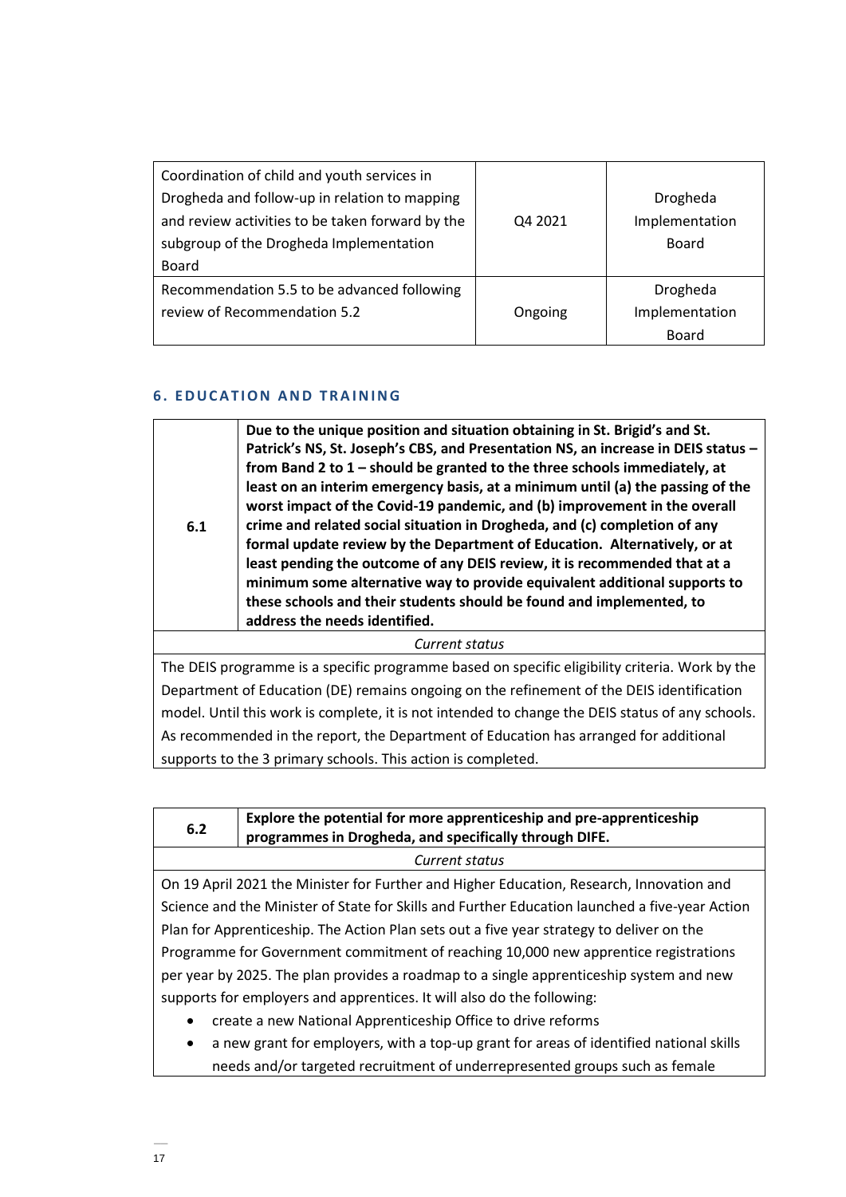| | | |
|---|---|---|
| Coordination of child and youth services in Drogheda and follow-up in relation to mapping and review activities to be taken forward by the subgroup of the Drogheda Implementation Board | Q4 2021 | Drogheda Implementation Board |
| Recommendation 5.5 to be advanced following review of Recommendation 5.2 | Ongoing | Drogheda Implementation Board |

## 6. EDUCATION AND TRAINING

| 6.1 | **Due to the unique position and situation obtaining in St. Brigid's and St. Patrick's NS, St. Joseph's CBS, and Presentation NS, an increase in DEIS status – from Band 2 to 1 – should be granted to the three schools immediately, at least on an interim emergency basis, at a minimum until (a) the passing of the worst impact of the Covid-19 pandemic, and (b) improvement in the overall crime and related social situation in Drogheda, and (c) completion of any formal update review by the Department of Education. Alternatively, or at least pending the outcome of any DEIS review, it is recommended that at a minimum some alternative way to provide equivalent additional supports to these schools and their students should be found and implemented, to address the needs identified.** |
|---|---|
| *Current status* | |
| The DEIS programme is a specific programme based on specific eligibility criteria. Work by the Department of Education (DE) remains ongoing on the refinement of the DEIS identification model. Until this work is complete, it is not intended to change the DEIS status of any schools. As recommended in the report, the Department of Education has arranged for additional supports to the 3 primary schools. This action is completed. | |

| 6.2 | **Explore the potential for more apprenticeship and pre-apprenticeship programmes in Drogheda, and specifically through DIFE.** |
|---|---|
| *Current status* | |
| On 19 April 2021 the Minister for Further and Higher Education, Research, Innovation and Science and the Minister of State for Skills and Further Education launched a five-year Action Plan for Apprenticeship. The Action Plan sets out a five year strategy to deliver on the Programme for Government commitment of reaching 10,000 new apprentice registrations per year by 2025. The plan provides a roadmap to a single apprenticeship system and new supports for employers and apprentices. It will also do the following:<br>• create a new National Apprenticeship Office to drive reforms<br>• a new grant for employers, with a top-up grant for areas of identified national skills needs and/or targeted recruitment of underrepresented groups such as female | |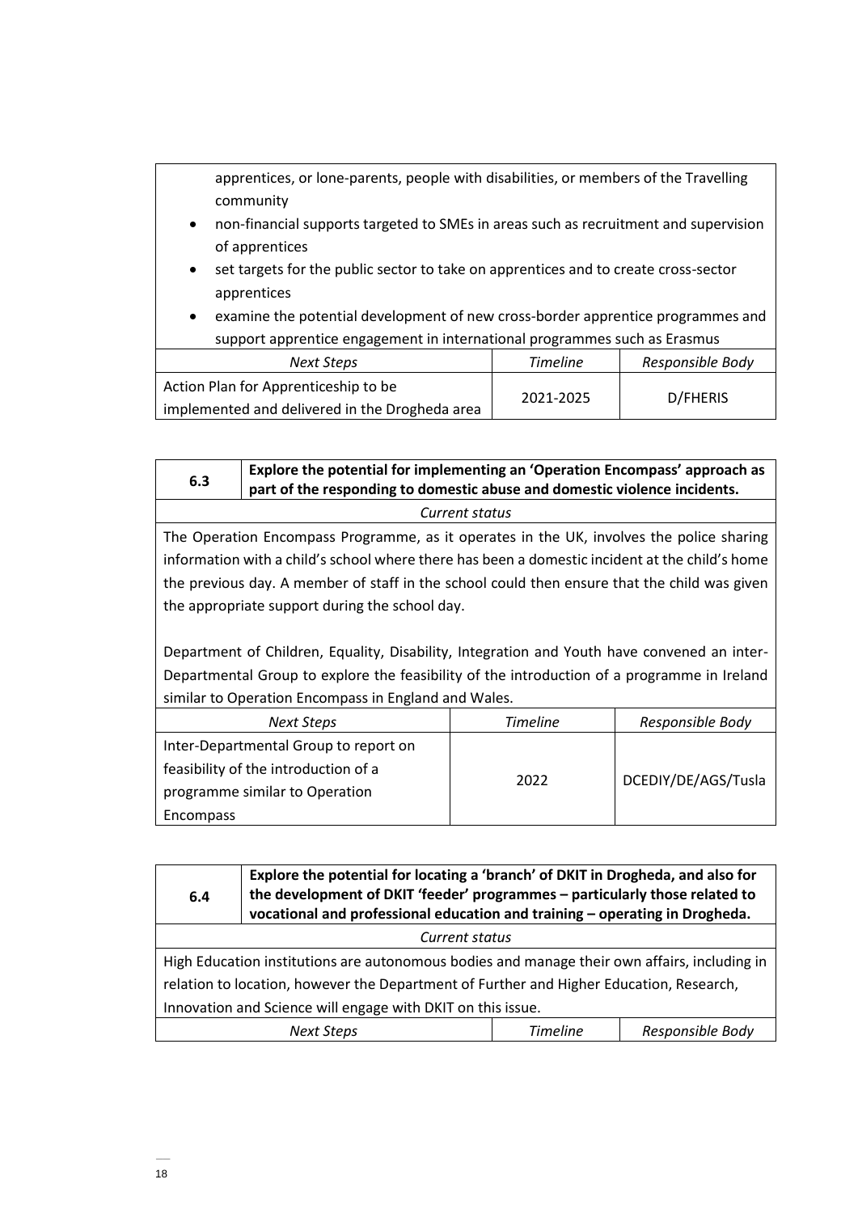apprentices, or lone-parents, people with disabilities, or members of the Travelling community

- non-financial supports targeted to SMEs in areas such as recruitment and supervision of apprentices
- set targets for the public sector to take on apprentices and to create cross-sector apprentices
- examine the potential development of new cross-border apprentice programmes and support apprentice engagement in international programmes such as Erasmus

| *Next Steps* | *Timeline* | *Responsible Body* |
|---|---|---|
| Action Plan for Apprenticeship to be implemented and delivered in the Drogheda area | 2021-2025 | D/FHERIS |

| **6.3** | **Explore the potential for implementing an 'Operation Encompass' approach as part of the responding to domestic abuse and domestic violence incidents.** | |
|---|---|---|
| *Current status* | | |
| The Operation Encompass Programme, as it operates in the UK, involves the police sharing information with a child's school where there has been a domestic incident at the child's home the previous day. A member of staff in the school could then ensure that the child was given the appropriate support during the school day.<br><br>Department of Children, Equality, Disability, Integration and Youth have convened an inter-Departmental Group to explore the feasibility of the introduction of a programme in Ireland similar to Operation Encompass in England and Wales. | | |
| *Next Steps* | *Timeline* | *Responsible Body* |
| Inter-Departmental Group to report on feasibility of the introduction of a programme similar to Operation Encompass | 2022 | DCEDIY/DE/AGS/Tusla |

| **6.4** | **Explore the potential for locating a 'branch' of DKIT in Drogheda, and also for the development of DKIT 'feeder' programmes – particularly those related to vocational and professional education and training – operating in Drogheda.** | |
|---|---|---|
| *Current status* | | |
| High Education institutions are autonomous bodies and manage their own affairs, including in relation to location, however the Department of Further and Higher Education, Research, Innovation and Science will engage with DKIT on this issue. | | |
| *Next Steps* | *Timeline* | *Responsible Body* |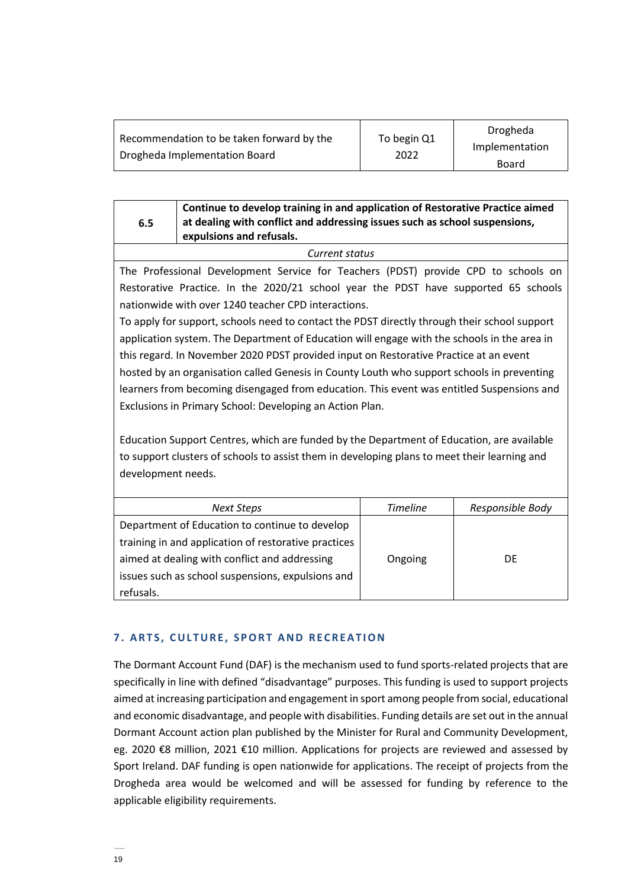| Recommendation to be taken forward by the Drogheda Implementation Board | To begin Q1 2022 | Drogheda Implementation Board |
|---|---|---|

| 6.5 | **Continue to develop training in and application of Restorative Practice aimed at dealing with conflict and addressing issues such as school suspensions, expulsions and refusals.** | |
|---|---|---|
| *Current status* | | |
| The Professional Development Service for Teachers (PDST) provide CPD to schools on Restorative Practice. In the 2020/21 school year the PDST have supported 65 schools nationwide with over 1240 teacher CPD interactions.<br>To apply for support, schools need to contact the PDST directly through their school support application system. The Department of Education will engage with the schools in the area in this regard. In November 2020 PDST provided input on Restorative Practice at an event hosted by an organisation called Genesis in County Louth who support schools in preventing learners from becoming disengaged from education. This event was entitled Suspensions and Exclusions in Primary School: Developing an Action Plan.<br><br>Education Support Centres, which are funded by the Department of Education, are available to support clusters of schools to assist them in developing plans to meet their learning and development needs. | | |
| *Next Steps* | *Timeline* | *Responsible Body* |
| Department of Education to continue to develop training in and application of restorative practices aimed at dealing with conflict and addressing issues such as school suspensions, expulsions and refusals. | Ongoing | DE |

## 7. ARTS, CULTURE, SPORT AND RECREATION

The Dormant Account Fund (DAF) is the mechanism used to fund sports-related projects that are specifically in line with defined "disadvantage" purposes. This funding is used to support projects aimed at increasing participation and engagement in sport among people from social, educational and economic disadvantage, and people with disabilities. Funding details are set out in the annual Dormant Account action plan published by the Minister for Rural and Community Development, eg. 2020 €8 million, 2021 €10 million. Applications for projects are reviewed and assessed by Sport Ireland. DAF funding is open nationwide for applications. The receipt of projects from the Drogheda area would be welcomed and will be assessed for funding by reference to the applicable eligibility requirements.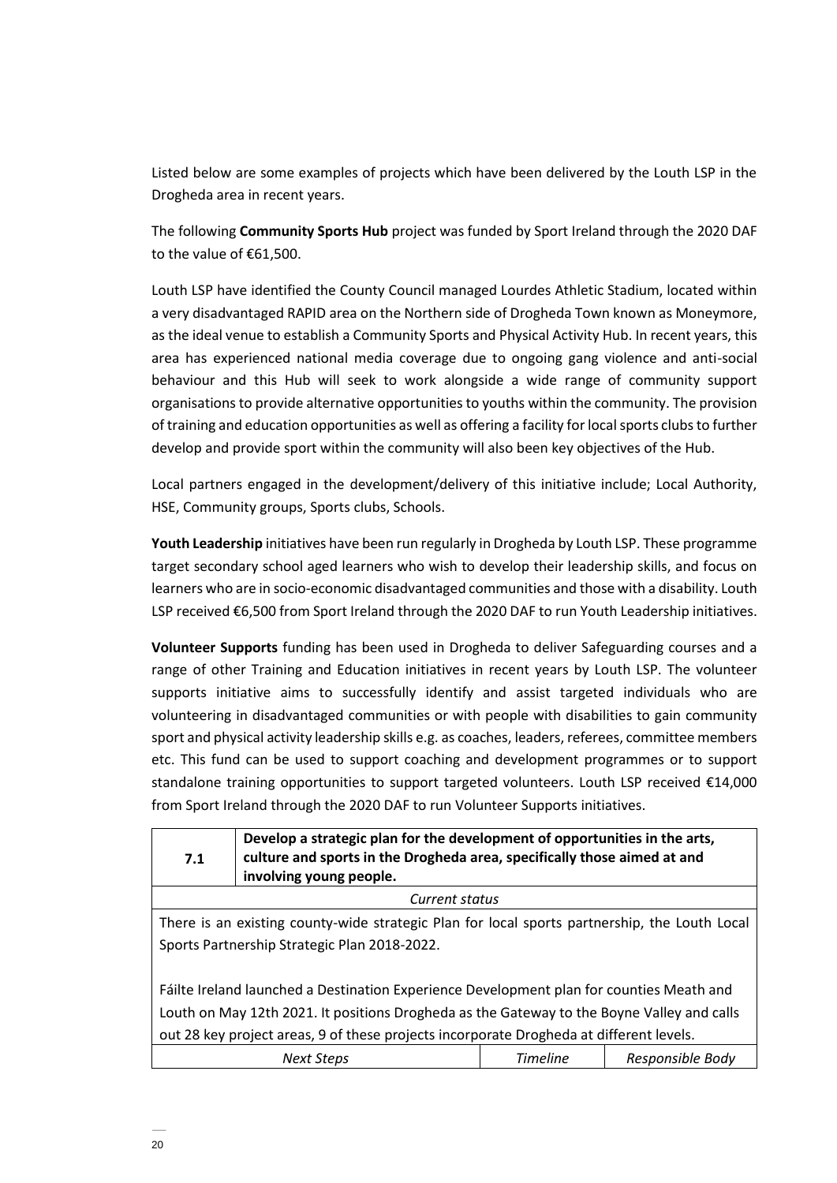Listed below are some examples of projects which have been delivered by the Louth LSP in the Drogheda area in recent years.

The following **Community Sports Hub** project was funded by Sport Ireland through the 2020 DAF to the value of €61,500.

Louth LSP have identified the County Council managed Lourdes Athletic Stadium, located within a very disadvantaged RAPID area on the Northern side of Drogheda Town known as Moneymore, as the ideal venue to establish a Community Sports and Physical Activity Hub. In recent years, this area has experienced national media coverage due to ongoing gang violence and anti-social behaviour and this Hub will seek to work alongside a wide range of community support organisations to provide alternative opportunities to youths within the community. The provision of training and education opportunities as well as offering a facility for local sports clubs to further develop and provide sport within the community will also been key objectives of the Hub.

Local partners engaged in the development/delivery of this initiative include; Local Authority, HSE, Community groups, Sports clubs, Schools.

**Youth Leadership** initiatives have been run regularly in Drogheda by Louth LSP. These programme target secondary school aged learners who wish to develop their leadership skills, and focus on learners who are in socio-economic disadvantaged communities and those with a disability. Louth LSP received €6,500 from Sport Ireland through the 2020 DAF to run Youth Leadership initiatives.

**Volunteer Supports** funding has been used in Drogheda to deliver Safeguarding courses and a range of other Training and Education initiatives in recent years by Louth LSP. The volunteer supports initiative aims to successfully identify and assist targeted individuals who are volunteering in disadvantaged communities or with people with disabilities to gain community sport and physical activity leadership skills e.g. as coaches, leaders, referees, committee members etc. This fund can be used to support coaching and development programmes or to support standalone training opportunities to support targeted volunteers. Louth LSP received €14,000 from Sport Ireland through the 2020 DAF to run Volunteer Supports initiatives.

| **7.1** | **Develop a strategic plan for the development of opportunities in the arts, culture and sports in the Drogheda area, specifically those aimed at and involving young people.** | |
|---|---|---|
| *Current status* | | |
| There is an existing county-wide strategic Plan for local sports partnership, the Louth Local Sports Partnership Strategic Plan 2018-2022.<br><br>Fáilte Ireland launched a Destination Experience Development plan for counties Meath and Louth on May 12th 2021. It positions Drogheda as the Gateway to the Boyne Valley and calls out 28 key project areas, 9 of these projects incorporate Drogheda at different levels. | | |
| *Next Steps* | *Timeline* | *Responsible Body* |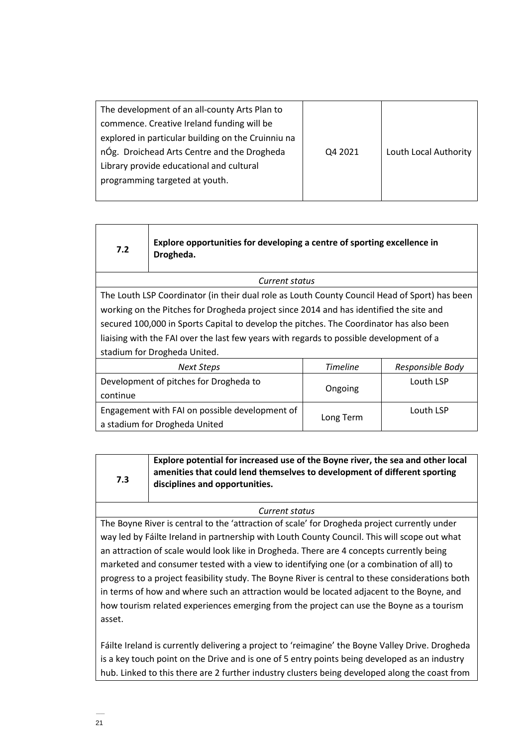| | | |
|---|---|---|
| The development of an all-county Arts Plan to commence. Creative Ireland funding will be explored in particular building on the Cruinniu na nÓg. Droichead Arts Centre and the Drogheda Library provide educational and cultural programming targeted at youth. | Q4 2021 | Louth Local Authority |

| 7.2 | **Explore opportunities for developing a centre of sporting excellence in Drogheda.** | |
|---|---|---|
| *Current status* | | |
| The Louth LSP Coordinator (in their dual role as Louth County Council Head of Sport) has been working on the Pitches for Drogheda project since 2014 and has identified the site and secured 100,000 in Sports Capital to develop the pitches. The Coordinator has also been liaising with the FAI over the last few years with regards to possible development of a stadium for Drogheda United. | | |
| *Next Steps* | *Timeline* | *Responsible Body* |
| Development of pitches for Drogheda to continue | Ongoing | Louth LSP |
| Engagement with FAI on possible development of a stadium for Drogheda United | Long Term | Louth LSP |

| 7.3 | **Explore potential for increased use of the Boyne river, the sea and other local amenities that could lend themselves to development of different sporting disciplines and opportunities.** |
|---|---|
| *Current status* | |
| The Boyne River is central to the 'attraction of scale' for Drogheda project currently under way led by Fáilte Ireland in partnership with Louth County Council. This will scope out what an attraction of scale would look like in Drogheda. There are 4 concepts currently being marketed and consumer tested with a view to identifying one (or a combination of all) to progress to a project feasibility study. The Boyne River is central to these considerations both in terms of how and where such an attraction would be located adjacent to the Boyne, and how tourism related experiences emerging from the project can use the Boyne as a tourism asset.<br><br>Fáilte Ireland is currently delivering a project to 'reimagine' the Boyne Valley Drive. Drogheda is a key touch point on the Drive and is one of 5 entry points being developed as an industry hub. Linked to this there are 2 further industry clusters being developed along the coast from | |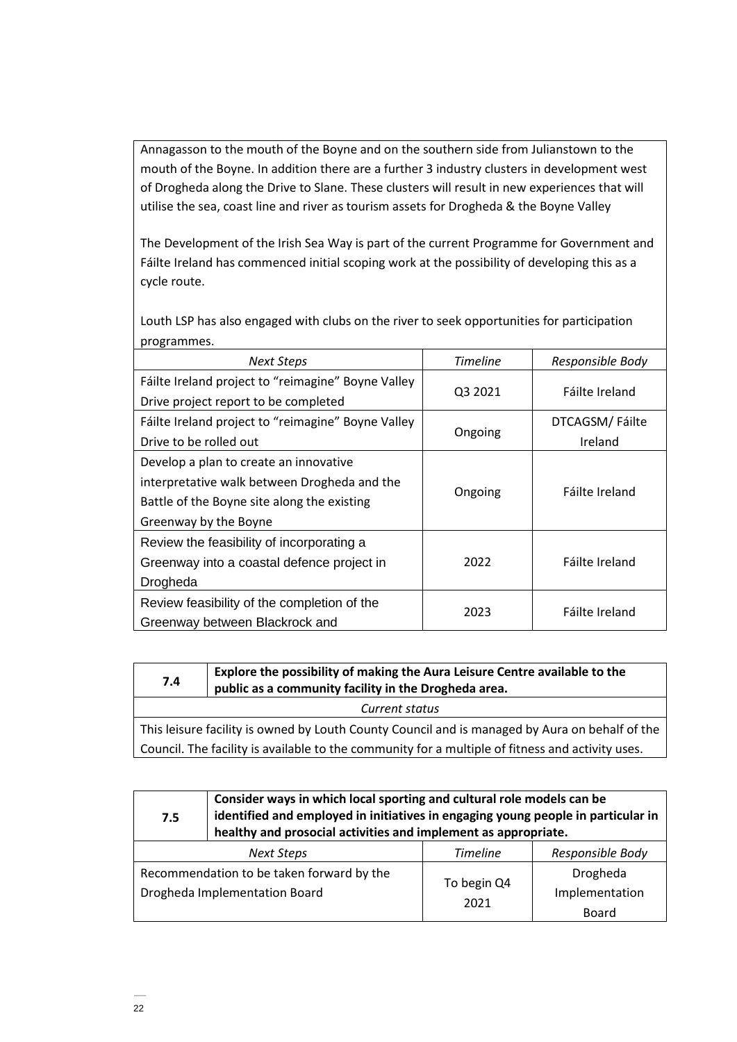Annagasson to the mouth of the Boyne and on the southern side from Julianstown to the mouth of the Boyne. In addition there are a further 3 industry clusters in development west of Drogheda along the Drive to Slane. These clusters will result in new experiences that will utilise the sea, coast line and river as tourism assets for Drogheda & the Boyne Valley

The Development of the Irish Sea Way is part of the current Programme for Government and Fáilte Ireland has commenced initial scoping work at the possibility of developing this as a cycle route.

Louth LSP has also engaged with clubs on the river to seek opportunities for participation programmes.

| *Next Steps* | *Timeline* | *Responsible Body* |
|---|---|---|
| Fáilte Ireland project to "reimagine" Boyne Valley Drive project report to be completed | Q3 2021 | Fáilte Ireland |
| Fáilte Ireland project to "reimagine" Boyne Valley Drive to be rolled out | Ongoing | DTCAGSM/ Fáilte Ireland |
| Develop a plan to create an innovative interpretative walk between Drogheda and the Battle of the Boyne site along the existing Greenway by the Boyne | Ongoing | Fáilte Ireland |
| Review the feasibility of incorporating a Greenway into a coastal defence project in Drogheda | 2022 | Fáilte Ireland |
| Review feasibility of the completion of the Greenway between Blackrock and | 2023 | Fáilte Ireland |

| **7.4** | **Explore the possibility of making the Aura Leisure Centre available to the public as a community facility in the Drogheda area.** |
|---|---|
| *Current status* | |
| This leisure facility is owned by Louth County Council and is managed by Aura on behalf of the Council. The facility is available to the community for a multiple of fitness and activity uses. | |

| **7.5** | **Consider ways in which local sporting and cultural role models can be identified and employed in initiatives in engaging young people in particular in healthy and prosocial activities and implement as appropriate.** | |
|---|---|---|
| *Next Steps* | *Timeline* | *Responsible Body* |
| Recommendation to be taken forward by the Drogheda Implementation Board | To begin Q4 2021 | Drogheda Implementation Board |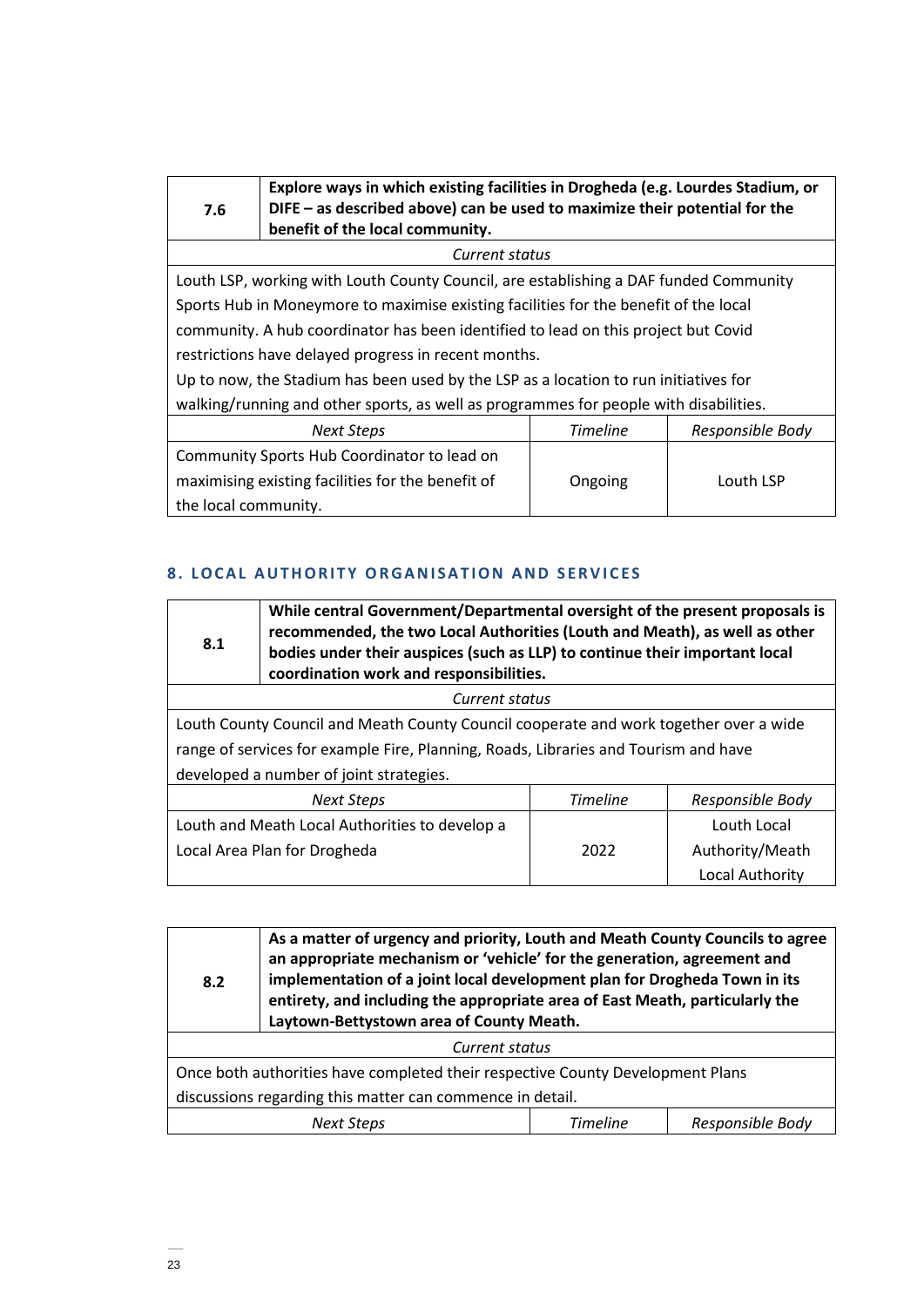| 7.6 | Explore ways in which existing facilities in Drogheda (e.g. Lourdes Stadium, or DIFE – as described above) can be used to maximize their potential for the benefit of the local community. | |
|---|---|---|
| *Current status* | | |
| Louth LSP, working with Louth County Council, are establishing a DAF funded Community Sports Hub in Moneymore to maximise existing facilities for the benefit of the local community. A hub coordinator has been identified to lead on this project but Covid restrictions have delayed progress in recent months. Up to now, the Stadium has been used by the LSP as a location to run initiatives for walking/running and other sports, as well as programmes for people with disabilities. | | |
| *Next Steps* | *Timeline* | *Responsible Body* |
| Community Sports Hub Coordinator to lead on maximising existing facilities for the benefit of the local community. | Ongoing | Louth LSP |

## 8. LOCAL AUTHORITY ORGANISATION AND SERVICES

| 8.1 | While central Government/Departmental oversight of the present proposals is recommended, the two Local Authorities (Louth and Meath), as well as other bodies under their auspices (such as LLP) to continue their important local coordination work and responsibilities. | |
|---|---|---|
| *Current status* | | |
| Louth County Council and Meath County Council cooperate and work together over a wide range of services for example Fire, Planning, Roads, Libraries and Tourism and have developed a number of joint strategies. | | |
| *Next Steps* | *Timeline* | *Responsible Body* |
| Louth and Meath Local Authorities to develop a Local Area Plan for Drogheda | 2022 | Louth Local Authority/Meath Local Authority |

| 8.2 | As a matter of urgency and priority, Louth and Meath County Councils to agree an appropriate mechanism or 'vehicle' for the generation, agreement and implementation of a joint local development plan for Drogheda Town in its entirety, and including the appropriate area of East Meath, particularly the Laytown-Bettystown area of County Meath. | |
|---|---|---|
| *Current status* | | |
| Once both authorities have completed their respective County Development Plans discussions regarding this matter can commence in detail. | | |
| *Next Steps* | *Timeline* | *Responsible Body* |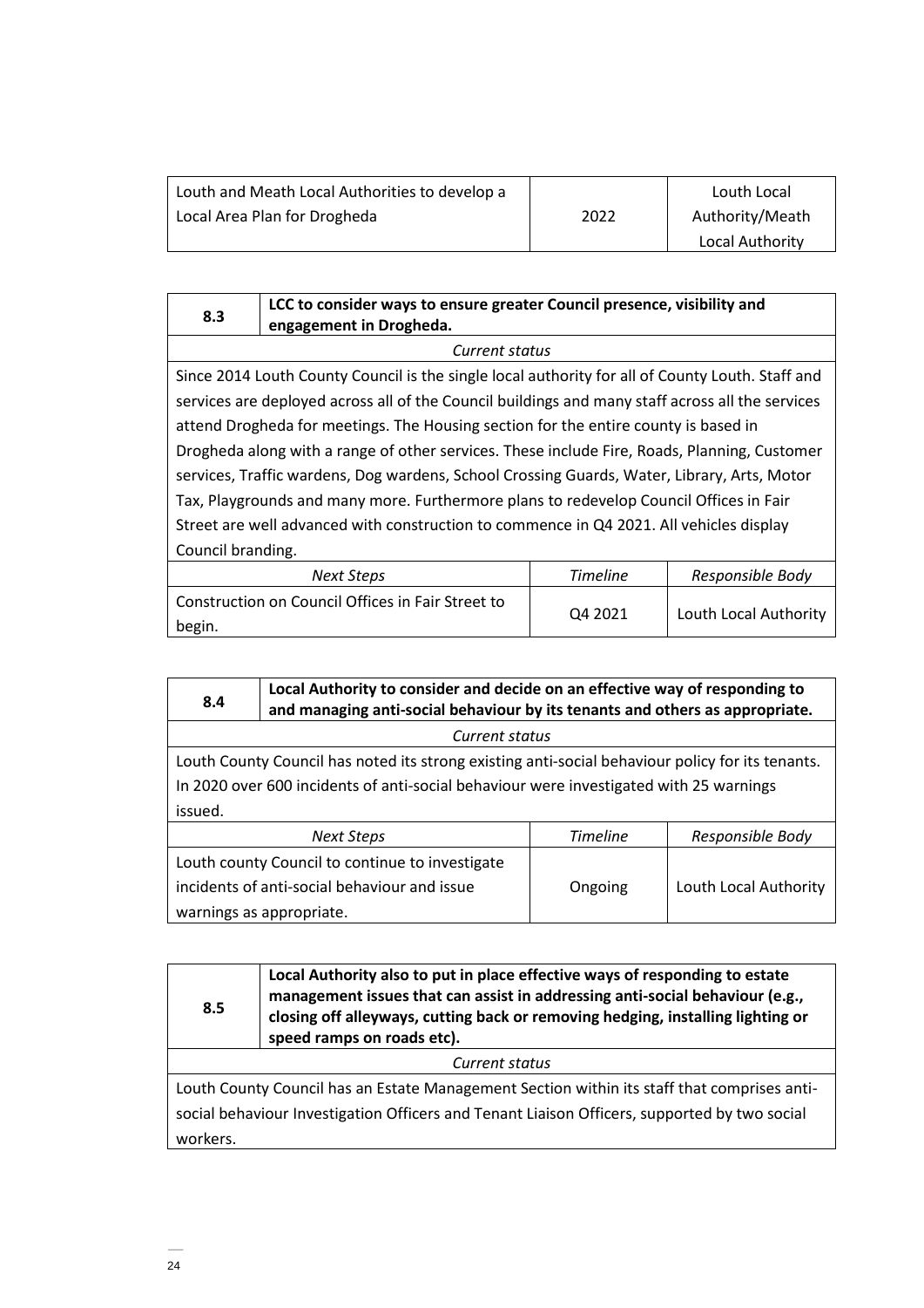| Louth and Meath Local Authorities to develop a Local Area Plan for Drogheda | 2022 | Louth Local Authority/Meath Local Authority |
|---|---|---|

| **8.3** | **LCC to consider ways to ensure greater Council presence, visibility and engagement in Drogheda.** | |
|---|---|---|
| *Current status* | | |
| Since 2014 Louth County Council is the single local authority for all of County Louth. Staff and services are deployed across all of the Council buildings and many staff across all the services attend Drogheda for meetings. The Housing section for the entire county is based in Drogheda along with a range of other services. These include Fire, Roads, Planning, Customer services, Traffic wardens, Dog wardens, School Crossing Guards, Water, Library, Arts, Motor Tax, Playgrounds and many more. Furthermore plans to redevelop Council Offices in Fair Street are well advanced with construction to commence in Q4 2021. All vehicles display Council branding. | | |
| *Next Steps* | *Timeline* | *Responsible Body* |
| Construction on Council Offices in Fair Street to begin. | Q4 2021 | Louth Local Authority |

| **8.4** | **Local Authority to consider and decide on an effective way of responding to and managing anti-social behaviour by its tenants and others as appropriate.** | |
|---|---|---|
| *Current status* | | |
| Louth County Council has noted its strong existing anti-social behaviour policy for its tenants. In 2020 over 600 incidents of anti-social behaviour were investigated with 25 warnings issued. | | |
| *Next Steps* | *Timeline* | *Responsible Body* |
| Louth county Council to continue to investigate incidents of anti-social behaviour and issue warnings as appropriate. | Ongoing | Louth Local Authority |

| **8.5** | **Local Authority also to put in place effective ways of responding to estate management issues that can assist in addressing anti-social behaviour (e.g., closing off alleyways, cutting back or removing hedging, installing lighting or speed ramps on roads etc).** |
|---|---|
| *Current status* | |
| Louth County Council has an Estate Management Section within its staff that comprises anti-social behaviour Investigation Officers and Tenant Liaison Officers, supported by two social workers. | |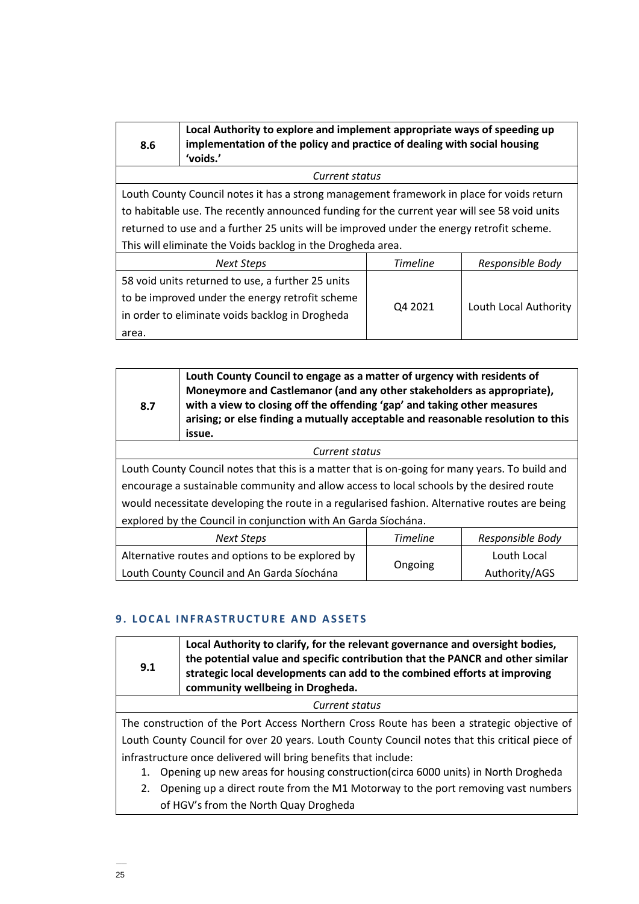| 8.6 | **Local Authority to explore and implement appropriate ways of speeding up implementation of the policy and practice of dealing with social housing 'voids.'** | |
|---|---|---|
| *Current status* | | |
| Louth County Council notes it has a strong management framework in place for voids return to habitable use. The recently announced funding for the current year will see 58 void units returned to use and a further 25 units will be improved under the energy retrofit scheme. This will eliminate the Voids backlog in the Drogheda area. | | |
| *Next Steps* | *Timeline* | *Responsible Body* |
| 58 void units returned to use, a further 25 units to be improved under the energy retrofit scheme in order to eliminate voids backlog in Drogheda area. | Q4 2021 | Louth Local Authority |

| 8.7 | **Louth County Council to engage as a matter of urgency with residents of Moneymore and Castlemanor (and any other stakeholders as appropriate), with a view to closing off the offending 'gap' and taking other measures arising; or else finding a mutually acceptable and reasonable resolution to this issue.** | |
|---|---|---|
| *Current status* | | |
| Louth County Council notes that this is a matter that is on-going for many years. To build and encourage a sustainable community and allow access to local schools by the desired route would necessitate developing the route in a regularised fashion. Alternative routes are being explored by the Council in conjunction with An Garda Síochána. | | |
| *Next Steps* | *Timeline* | *Responsible Body* |
| Alternative routes and options to be explored by Louth County Council and An Garda Síochána | Ongoing | Louth Local Authority/AGS |

## 9. LOCAL INFRASTRUCTURE AND ASSETS

| 9.1 | **Local Authority to clarify, for the relevant governance and oversight bodies, the potential value and specific contribution that the PANCR and other similar strategic local developments can add to the combined efforts at improving community wellbeing in Drogheda.** |
|---|---|
| *Current status* | |
| The construction of the Port Access Northern Cross Route has been a strategic objective of Louth County Council for over 20 years. Louth County Council notes that this critical piece of infrastructure once delivered will bring benefits that include:<br>1. Opening up new areas for housing construction(circa 6000 units) in North Drogheda<br>2. Opening up a direct route from the M1 Motorway to the port removing vast numbers of HGV's from the North Quay Drogheda | |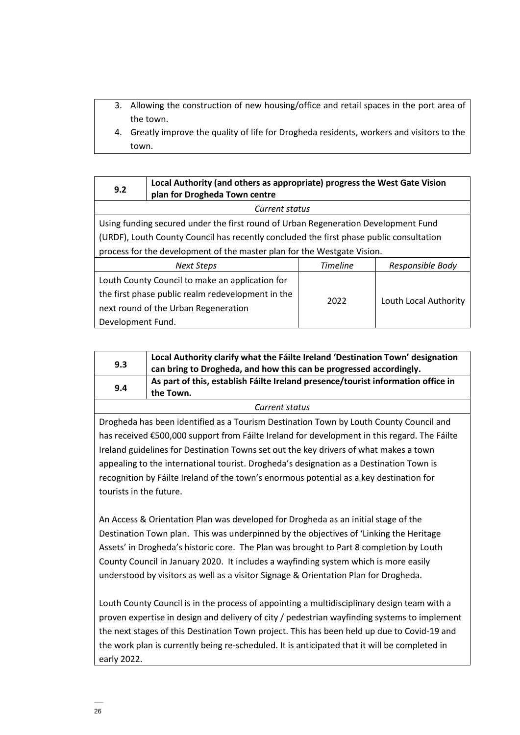3. Allowing the construction of new housing/office and retail spaces in the port area of the town.
4. Greatly improve the quality of life for Drogheda residents, workers and visitors to the town.

| **9.2** | **Local Authority (and others as appropriate) progress the West Gate Vision plan for Drogheda Town centre** | |
|---|---|---|
| *Current status* | | |
| Using funding secured under the first round of Urban Regeneration Development Fund (URDF), Louth County Council has recently concluded the first phase public consultation process for the development of the master plan for the Westgate Vision. | | |
| *Next Steps* | *Timeline* | *Responsible Body* |
| Louth County Council to make an application for the first phase public realm redevelopment in the next round of the Urban Regeneration Development Fund. | 2022 | Louth Local Authority |

| **9.3** | **Local Authority clarify what the Fáilte Ireland 'Destination Town' designation can bring to Drogheda, and how this can be progressed accordingly.** |
|---|---|
| **9.4** | **As part of this, establish Fáilte Ireland presence/tourist information office in the Town.** |

*Current status*

Drogheda has been identified as a Tourism Destination Town by Louth County Council and has received €500,000 support from Fáilte Ireland for development in this regard. The Fáilte Ireland guidelines for Destination Towns set out the key drivers of what makes a town appealing to the international tourist. Drogheda's designation as a Destination Town is recognition by Fáilte Ireland of the town's enormous potential as a key destination for tourists in the future.

An Access & Orientation Plan was developed for Drogheda as an initial stage of the Destination Town plan. This was underpinned by the objectives of 'Linking the Heritage Assets' in Drogheda's historic core. The Plan was brought to Part 8 completion by Louth County Council in January 2020. It includes a wayfinding system which is more easily understood by visitors as well as a visitor Signage & Orientation Plan for Drogheda.

Louth County Council is in the process of appointing a multidisciplinary design team with a proven expertise in design and delivery of city / pedestrian wayfinding systems to implement the next stages of this Destination Town project. This has been held up due to Covid-19 and the work plan is currently being re-scheduled. It is anticipated that it will be completed in early 2022.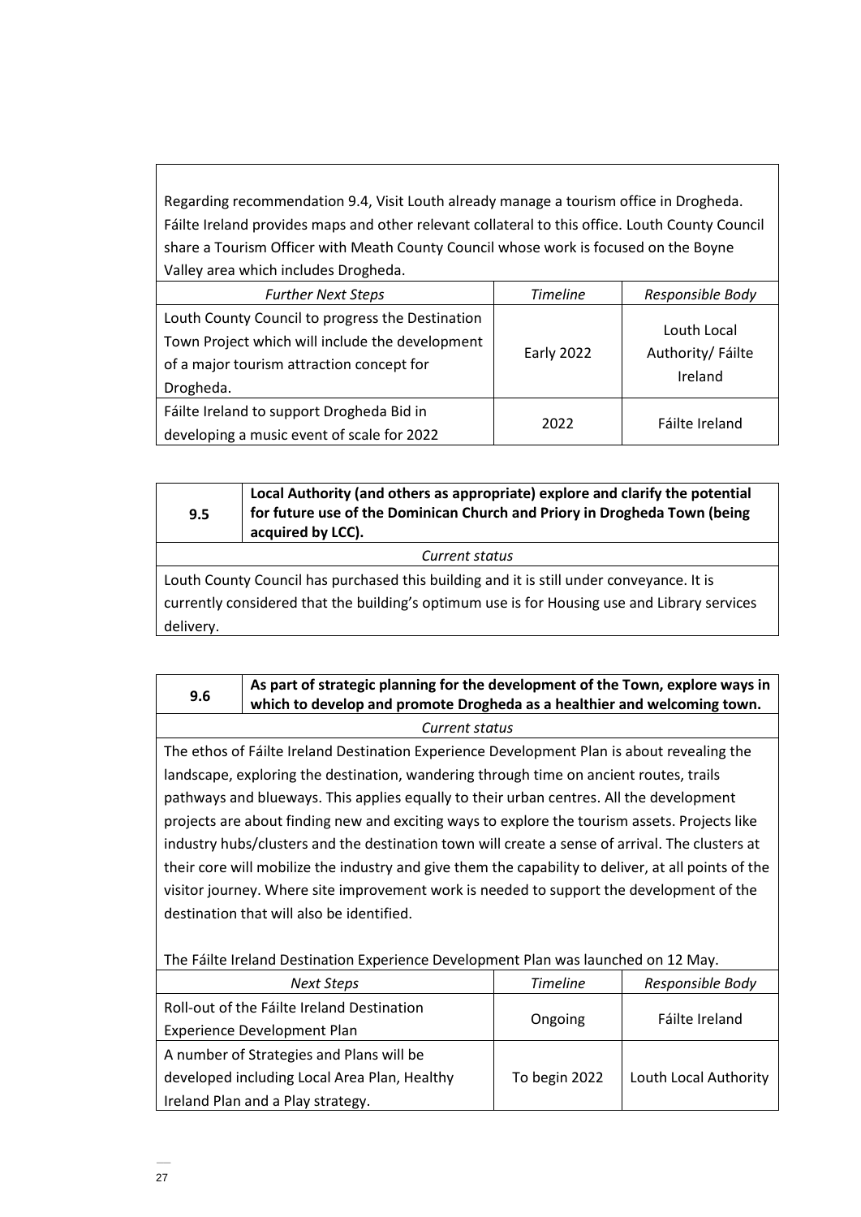Regarding recommendation 9.4, Visit Louth already manage a tourism office in Drogheda. Fáilte Ireland provides maps and other relevant collateral to this office. Louth County Council share a Tourism Officer with Meath County Council whose work is focused on the Boyne Valley area which includes Drogheda.

| *Further Next Steps* | *Timeline* | *Responsible Body* |
|---|---|---|
| Louth County Council to progress the Destination Town Project which will include the development of a major tourism attraction concept for Drogheda. | Early 2022 | Louth Local Authority/ Fáilte Ireland |
| Fáilte Ireland to support Drogheda Bid in developing a music event of scale for 2022 | 2022 | Fáilte Ireland |

| **9.5** | **Local Authority (and others as appropriate) explore and clarify the potential for future use of the Dominican Church and Priory in Drogheda Town (being acquired by LCC).** |
|---|---|

*Current status*

Louth County Council has purchased this building and it is still under conveyance. It is currently considered that the building's optimum use is for Housing use and Library services delivery.

| **9.6** | **As part of strategic planning for the development of the Town, explore ways in which to develop and promote Drogheda as a healthier and welcoming town.** |
|---|---|

*Current status*

The ethos of Fáilte Ireland Destination Experience Development Plan is about revealing the landscape, exploring the destination, wandering through time on ancient routes, trails pathways and blueways. This applies equally to their urban centres. All the development projects are about finding new and exciting ways to explore the tourism assets. Projects like industry hubs/clusters and the destination town will create a sense of arrival. The clusters at their core will mobilize the industry and give them the capability to deliver, at all points of the visitor journey. Where site improvement work is needed to support the development of the destination that will also be identified.

The Fáilte Ireland Destination Experience Development Plan was launched on 12 May.

| *Next Steps* | *Timeline* | *Responsible Body* |
|---|---|---|
| Roll-out of the Fáilte Ireland Destination Experience Development Plan | Ongoing | Fáilte Ireland |
| A number of Strategies and Plans will be developed including Local Area Plan, Healthy Ireland Plan and a Play strategy. | To begin 2022 | Louth Local Authority |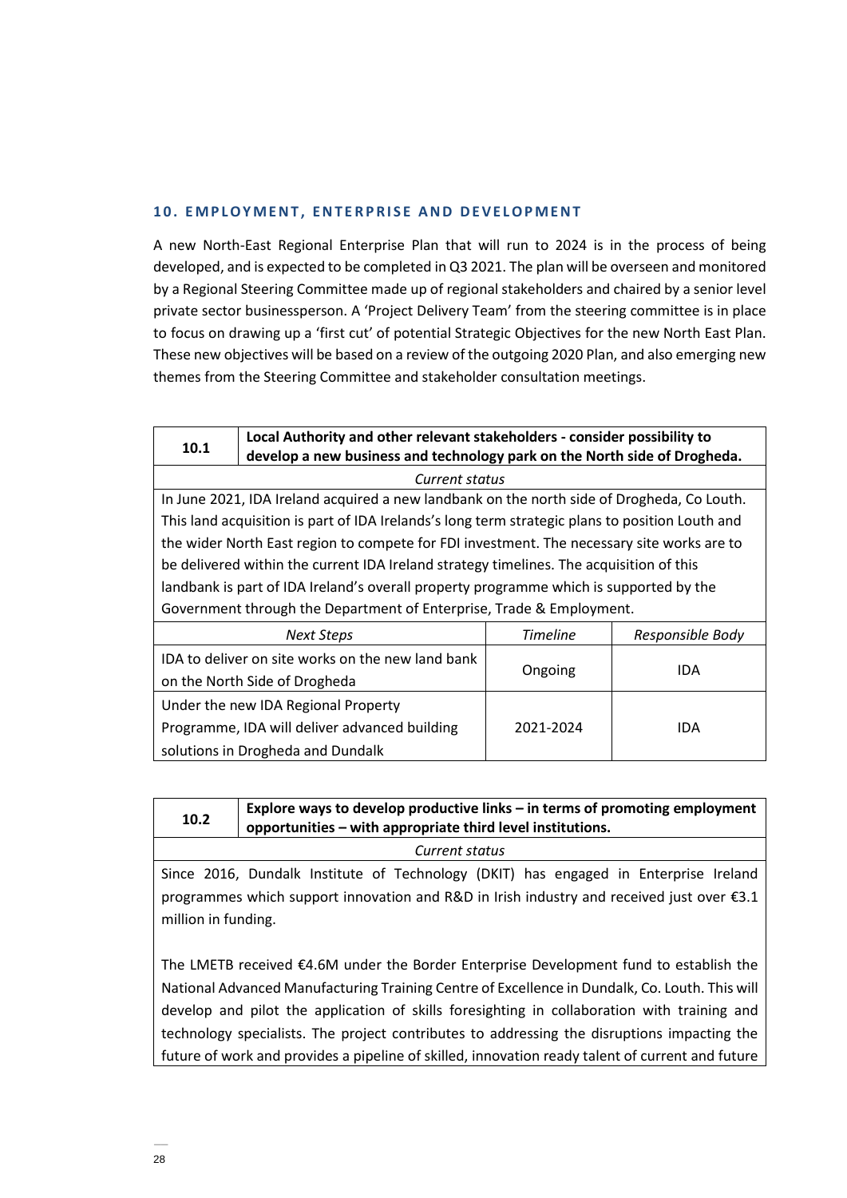## 10. EMPLOYMENT, ENTERPRISE AND DEVELOPMENT

A new North-East Regional Enterprise Plan that will run to 2024 is in the process of being developed, and is expected to be completed in Q3 2021. The plan will be overseen and monitored by a Regional Steering Committee made up of regional stakeholders and chaired by a senior level private sector businessperson. A 'Project Delivery Team' from the steering committee is in place to focus on drawing up a 'first cut' of potential Strategic Objectives for the new North East Plan. These new objectives will be based on a review of the outgoing 2020 Plan, and also emerging new themes from the Steering Committee and stakeholder consultation meetings.

| **10.1** | **Local Authority and other relevant stakeholders - consider possibility to develop a new business and technology park on the North side of Drogheda.** | |
|---|---|---|
| *Current status* | | |
| In June 2021, IDA Ireland acquired a new landbank on the north side of Drogheda, Co Louth. This land acquisition is part of IDA Irelands's long term strategic plans to position Louth and the wider North East region to compete for FDI investment. The necessary site works are to be delivered within the current IDA Ireland strategy timelines. The acquisition of this landbank is part of IDA Ireland's overall property programme which is supported by the Government through the Department of Enterprise, Trade & Employment. | | |
| *Next Steps* | *Timeline* | *Responsible Body* |
| IDA to deliver on site works on the new land bank on the North Side of Drogheda | Ongoing | IDA |
| Under the new IDA Regional Property Programme, IDA will deliver advanced building solutions in Drogheda and Dundalk | 2021-2024 | IDA |

| **10.2** | **Explore ways to develop productive links – in terms of promoting employment opportunities – with appropriate third level institutions.** |
|---|---|
| *Current status* | |
| Since 2016, Dundalk Institute of Technology (DKIT) has engaged in Enterprise Ireland programmes which support innovation and R&D in Irish industry and received just over €3.1 million in funding.<br><br>The LMETB received €4.6M under the Border Enterprise Development fund to establish the National Advanced Manufacturing Training Centre of Excellence in Dundalk, Co. Louth. This will develop and pilot the application of skills foresighting in collaboration with training and technology specialists. The project contributes to addressing the disruptions impacting the future of work and provides a pipeline of skilled, innovation ready talent of current and future | |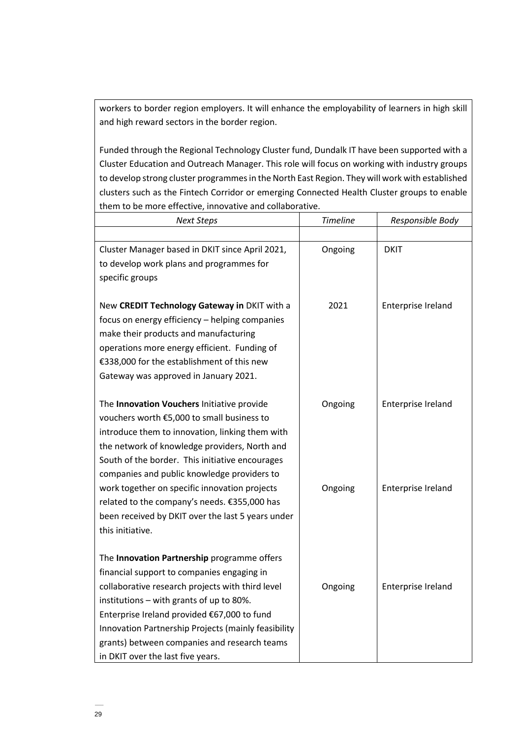workers to border region employers. It will enhance the employability of learners in high skill and high reward sectors in the border region.

Funded through the Regional Technology Cluster fund, Dundalk IT have been supported with a Cluster Education and Outreach Manager. This role will focus on working with industry groups to develop strong cluster programmes in the North East Region. They will work with established clusters such as the Fintech Corridor or emerging Connected Health Cluster groups to enable them to be more effective, innovative and collaborative.

| *Next Steps* | *Timeline* | *Responsible Body* |
|---|---|---|
| | | |
| Cluster Manager based in DKIT since April 2021, to develop work plans and programmes for specific groups | Ongoing | DKIT |
| New **CREDIT Technology Gateway in** DKIT with a focus on energy efficiency – helping companies make their products and manufacturing operations more energy efficient. Funding of €338,000 for the establishment of this new Gateway was approved in January 2021. | 2021 | Enterprise Ireland |
| The **Innovation Vouchers** Initiative provide vouchers worth €5,000 to small business to introduce them to innovation, linking them with the network of knowledge providers, North and South of the border. This initiative encourages companies and public knowledge providers to work together on specific innovation projects related to the company's needs. €355,000 has been received by DKIT over the last 5 years under this initiative. | Ongoing<br><br>Ongoing | Enterprise Ireland<br><br>Enterprise Ireland |
| The **Innovation Partnership** programme offers financial support to companies engaging in collaborative research projects with third level institutions – with grants of up to 80%. Enterprise Ireland provided €67,000 to fund Innovation Partnership Projects (mainly feasibility grants) between companies and research teams in DKIT over the last five years. | Ongoing | Enterprise Ireland |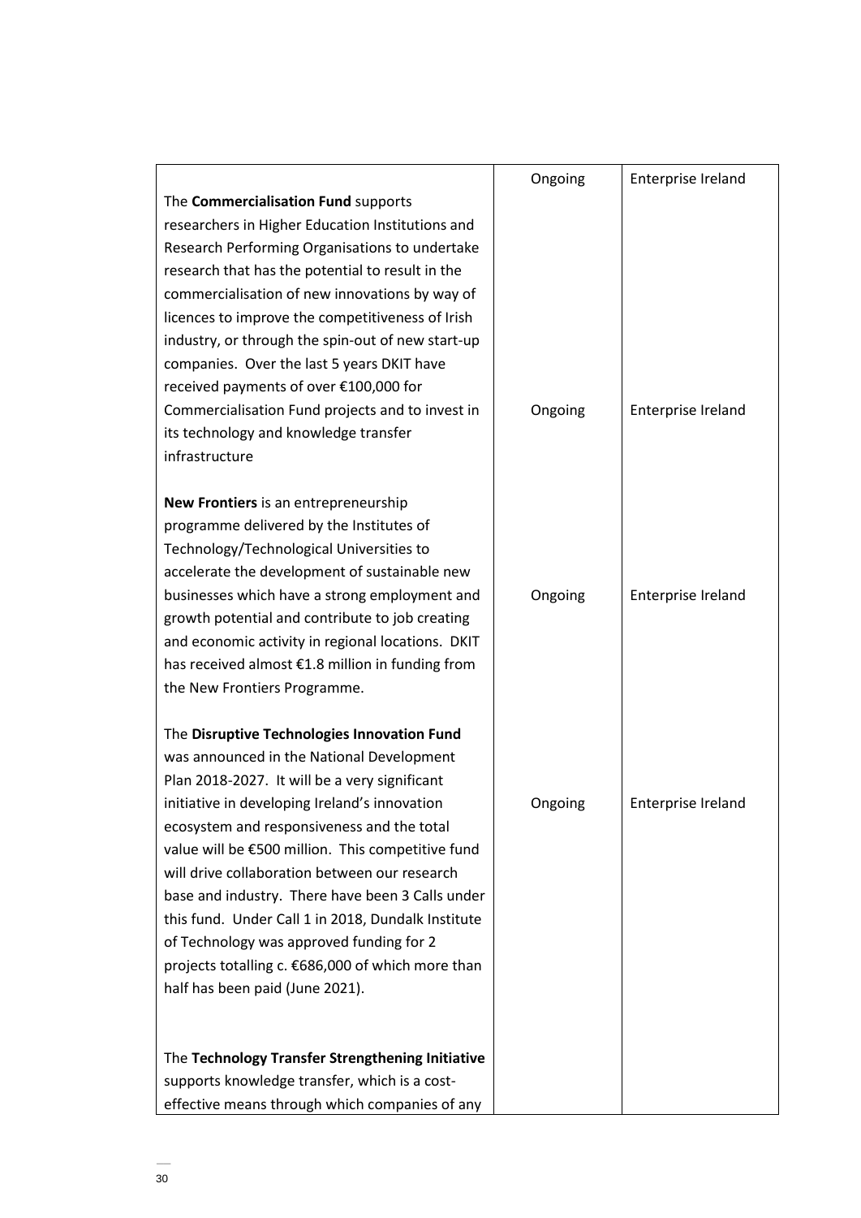| | | |
|---|---|---|
| The **Commercialisation Fund** supports researchers in Higher Education Institutions and Research Performing Organisations to undertake research that has the potential to result in the commercialisation of new innovations by way of licences to improve the competitiveness of Irish industry, or through the spin-out of new start-up companies. Over the last 5 years DKIT have received payments of over €100,000 for Commercialisation Fund projects and to invest in its technology and knowledge transfer infrastructure | Ongoing | Enterprise Ireland |
| **New Frontiers** is an entrepreneurship programme delivered by the Institutes of Technology/Technological Universities to accelerate the development of sustainable new businesses which have a strong employment and growth potential and contribute to job creating and economic activity in regional locations. DKIT has received almost €1.8 million in funding from the New Frontiers Programme. | Ongoing | Enterprise Ireland |
| The **Disruptive Technologies Innovation Fund** was announced in the National Development Plan 2018-2027. It will be a very significant initiative in developing Ireland's innovation ecosystem and responsiveness and the total value will be €500 million. This competitive fund will drive collaboration between our research base and industry. There have been 3 Calls under this fund. Under Call 1 in 2018, Dundalk Institute of Technology was approved funding for 2 projects totalling c. €686,000 of which more than half has been paid (June 2021). | Ongoing | Enterprise Ireland |
| The **Technology Transfer Strengthening Initiative** supports knowledge transfer, which is a cost-effective means through which companies of any | Ongoing | Enterprise Ireland |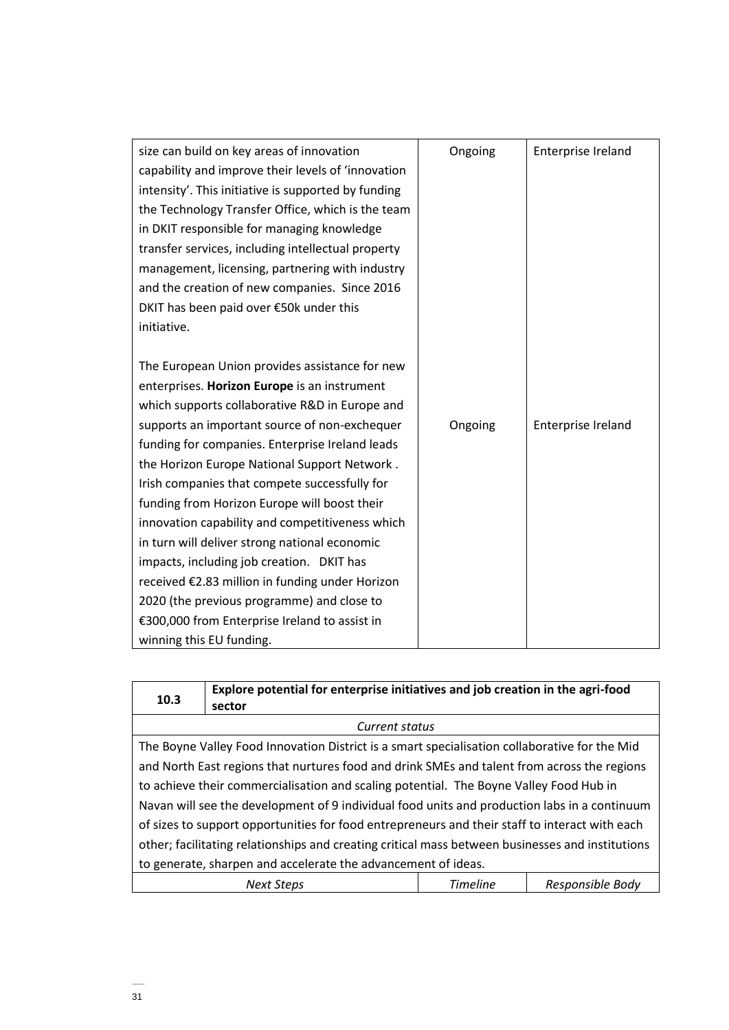| | | |
|---|---|---|
| size can build on key areas of innovation capability and improve their levels of 'innovation intensity'. This initiative is supported by funding the Technology Transfer Office, which is the team in DKIT responsible for managing knowledge transfer services, including intellectual property management, licensing, partnering with industry and the creation of new companies. Since 2016 DKIT has been paid over €50k under this initiative. | Ongoing | Enterprise Ireland |
| The European Union provides assistance for new enterprises. **Horizon Europe** is an instrument which supports collaborative R&D in Europe and supports an important source of non-exchequer funding for companies. Enterprise Ireland leads the Horizon Europe National Support Network . Irish companies that compete successfully for funding from Horizon Europe will boost their innovation capability and competitiveness which in turn will deliver strong national economic impacts, including job creation. DKIT has received €2.83 million in funding under Horizon 2020 (the previous programme) and close to €300,000 from Enterprise Ireland to assist in winning this EU funding. | Ongoing | Enterprise Ireland |

| **10.3** | **Explore potential for enterprise initiatives and job creation in the agri-food sector** | | |
|---|---|---|---|
| *Current status* | | | |
| The Boyne Valley Food Innovation District is a smart specialisation collaborative for the Mid and North East regions that nurtures food and drink SMEs and talent from across the regions to achieve their commercialisation and scaling potential. The Boyne Valley Food Hub in Navan will see the development of 9 individual food units and production labs in a continuum of sizes to support opportunities for food entrepreneurs and their staff to interact with each other; facilitating relationships and creating critical mass between businesses and institutions to generate, sharpen and accelerate the advancement of ideas. | | | |
| *Next Steps* | | *Timeline* | *Responsible Body* |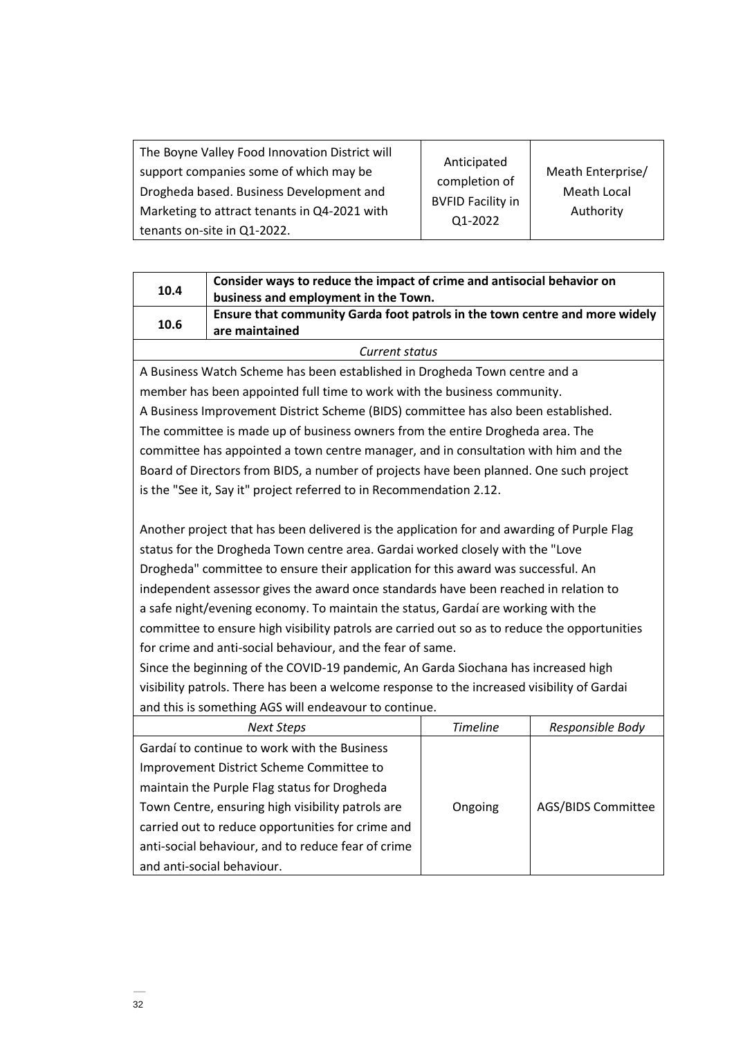| | | |
|---|---|---|
| The Boyne Valley Food Innovation District will support companies some of which may be Drogheda based. Business Development and Marketing to attract tenants in Q4-2021 with tenants on-site in Q1-2022. | Anticipated completion of BVFID Facility in Q1-2022 | Meath Enterprise/ Meath Local Authority |

| | | | |
|---|---|---|---|
| **10.4** | **Consider ways to reduce the impact of crime and antisocial behavior on business and employment in the Town.** | | |
| **10.6** | **Ensure that community Garda foot patrols in the town centre and more widely are maintained** | | |
| *Current status* | | | |
| A Business Watch Scheme has been established in Drogheda Town centre and a member has been appointed full time to work with the business community.<br>A Business Improvement District Scheme (BIDS) committee has also been established. The committee is made up of business owners from the entire Drogheda area. The committee has appointed a town centre manager, and in consultation with him and the Board of Directors from BIDS, a number of projects have been planned. One such project is the "See it, Say it" project referred to in Recommendation 2.12.<br><br>Another project that has been delivered is the application for and awarding of Purple Flag status for the Drogheda Town centre area. Gardai worked closely with the "Love Drogheda" committee to ensure their application for this award was successful. An independent assessor gives the award once standards have been reached in relation to a safe night/evening economy. To maintain the status, Gardaí are working with the committee to ensure high visibility patrols are carried out so as to reduce the opportunities for crime and anti-social behaviour, and the fear of same.<br>Since the beginning of the COVID-19 pandemic, An Garda Siochana has increased high visibility patrols. There has been a welcome response to the increased visibility of Gardai and this is something AGS will endeavour to continue. | | | |
| *Next Steps* | | *Timeline* | *Responsible Body* |
| Gardaí to continue to work with the Business Improvement District Scheme Committee to maintain the Purple Flag status for Drogheda Town Centre, ensuring high visibility patrols are carried out to reduce opportunities for crime and anti-social behaviour, and to reduce fear of crime and anti-social behaviour. | | Ongoing | AGS/BIDS Committee |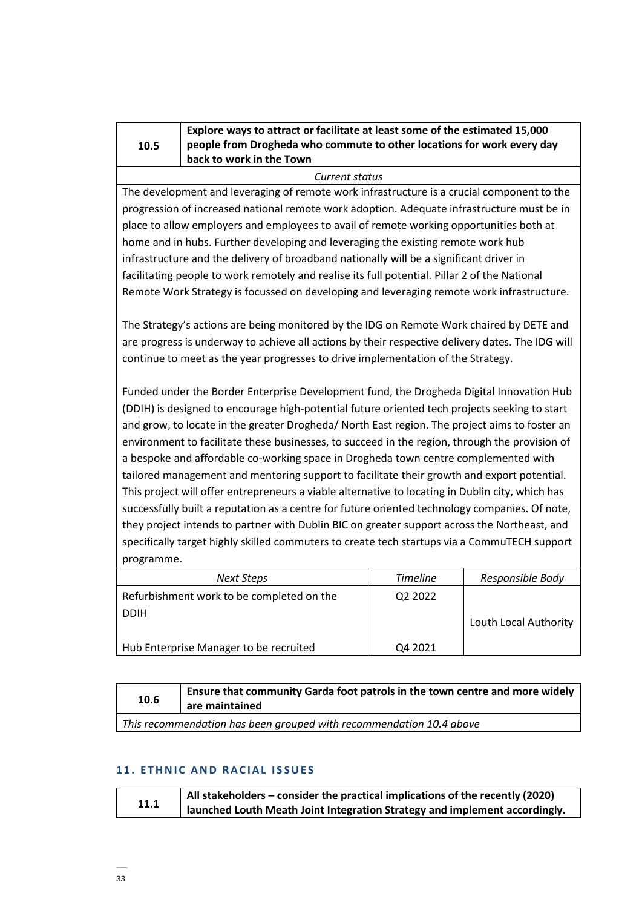| 10.5 | **Explore ways to attract or facilitate at least some of the estimated 15,000 people from Drogheda who commute to other locations for work every day back to work in the Town** |
|---|---|

*Current status*

The development and leveraging of remote work infrastructure is a crucial component to the progression of increased national remote work adoption. Adequate infrastructure must be in place to allow employers and employees to avail of remote working opportunities both at home and in hubs. Further developing and leveraging the existing remote work hub infrastructure and the delivery of broadband nationally will be a significant driver in facilitating people to work remotely and realise its full potential. Pillar 2 of the National Remote Work Strategy is focussed on developing and leveraging remote work infrastructure.

The Strategy's actions are being monitored by the IDG on Remote Work chaired by DETE and are progress is underway to achieve all actions by their respective delivery dates. The IDG will continue to meet as the year progresses to drive implementation of the Strategy.

Funded under the Border Enterprise Development fund, the Drogheda Digital Innovation Hub (DDIH) is designed to encourage high-potential future oriented tech projects seeking to start and grow, to locate in the greater Drogheda/ North East region. The project aims to foster an environment to facilitate these businesses, to succeed in the region, through the provision of a bespoke and affordable co-working space in Drogheda town centre complemented with tailored management and mentoring support to facilitate their growth and export potential. This project will offer entrepreneurs a viable alternative to locating in Dublin city, which has successfully built a reputation as a centre for future oriented technology companies. Of note, they project intends to partner with Dublin BIC on greater support across the Northeast, and specifically target highly skilled commuters to create tech startups via a CommuTECH support programme.

| *Next Steps* | *Timeline* | *Responsible Body* |
|---|---|---|
| Refurbishment work to be completed on the DDIH | Q2 2022 | Louth Local Authority |
| Hub Enterprise Manager to be recruited | Q4 2021 | |

| 10.6 | **Ensure that community Garda foot patrols in the town centre and more widely are maintained** |
|---|---|

*This recommendation has been grouped with recommendation 10.4 above*

## 11. ETHNIC AND RACIAL ISSUES

| 11.1 | **All stakeholders – consider the practical implications of the recently (2020) launched Louth Meath Joint Integration Strategy and implement accordingly.** |
|---|---|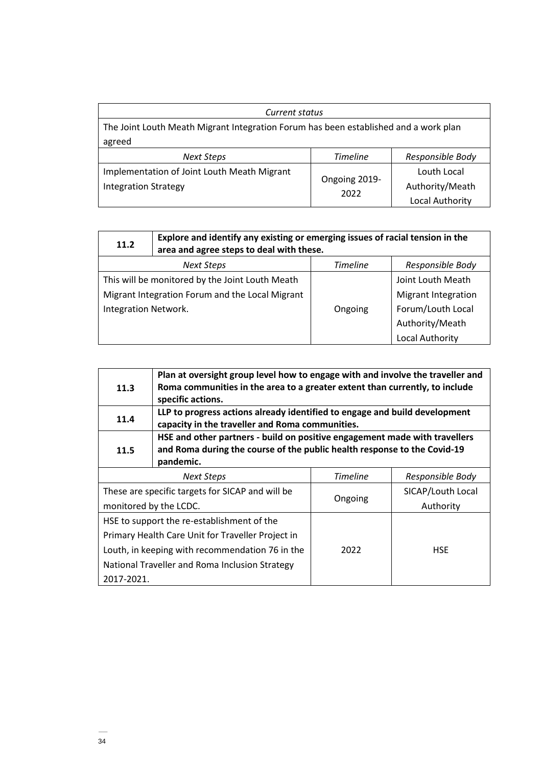| *Current status* | | |
|---|---|---|
| The Joint Louth Meath Migrant Integration Forum has been established and a work plan agreed | | |
| *Next Steps* | *Timeline* | *Responsible Body* |
| Implementation of Joint Louth Meath Migrant Integration Strategy | Ongoing 2019-2022 | Louth Local Authority/Meath Local Authority |

| **11.2** | **Explore and identify any existing or emerging issues of racial tension in the area and agree steps to deal with these.** | |
|---|---|---|
| *Next Steps* | *Timeline* | *Responsible Body* |
| This will be monitored by the Joint Louth Meath Migrant Integration Forum and the Local Migrant Integration Network. | Ongoing | Joint Louth Meath Migrant Integration Forum/Louth Local Authority/Meath Local Authority |

| **11.3** | **Plan at oversight group level how to engage with and involve the traveller and Roma communities in the area to a greater extent than currently, to include specific actions.** | |
|---|---|---|
| **11.4** | **LLP to progress actions already identified to engage and build development capacity in the traveller and Roma communities.** | |
| **11.5** | **HSE and other partners - build on positive engagement made with travellers and Roma during the course of the public health response to the Covid-19 pandemic.** | |
| *Next Steps* | *Timeline* | *Responsible Body* |
| These are specific targets for SICAP and will be monitored by the LCDC. | Ongoing | SICAP/Louth Local Authority |
| HSE to support the re-establishment of the Primary Health Care Unit for Traveller Project in Louth, in keeping with recommendation 76 in the National Traveller and Roma Inclusion Strategy 2017-2021. | 2022 | HSE |